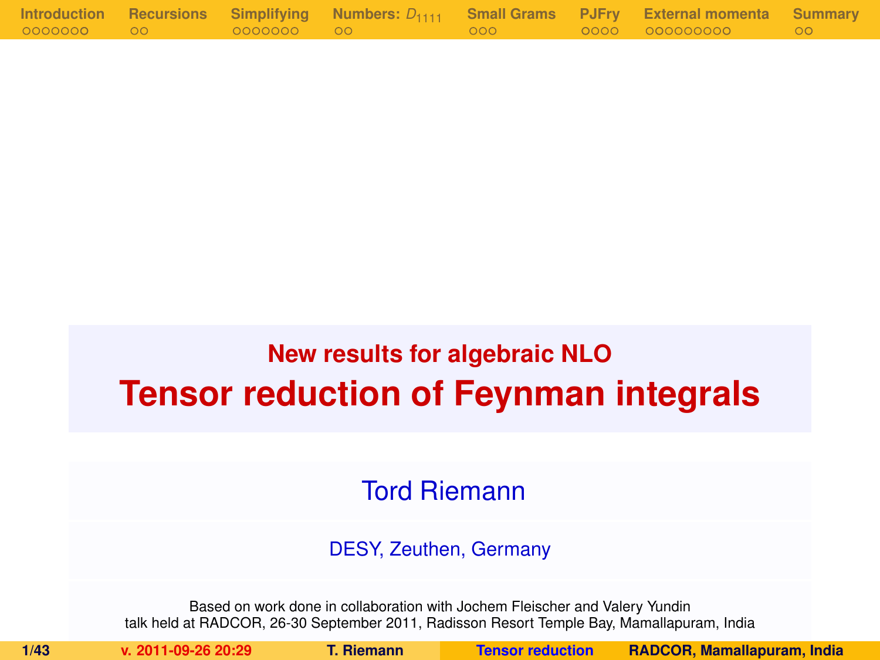## New results for algebraic NLO

# Tensor reduction of Feynman integrals

Tord Riemann

DESY, Zeuthen, Germany

Based on work done in collaboration with Jochem Fleischer and Valery Yundin
talk held at RADCOR, 26-30 September 2011, Radisson Resort Temple Bay, Mamallapuram, India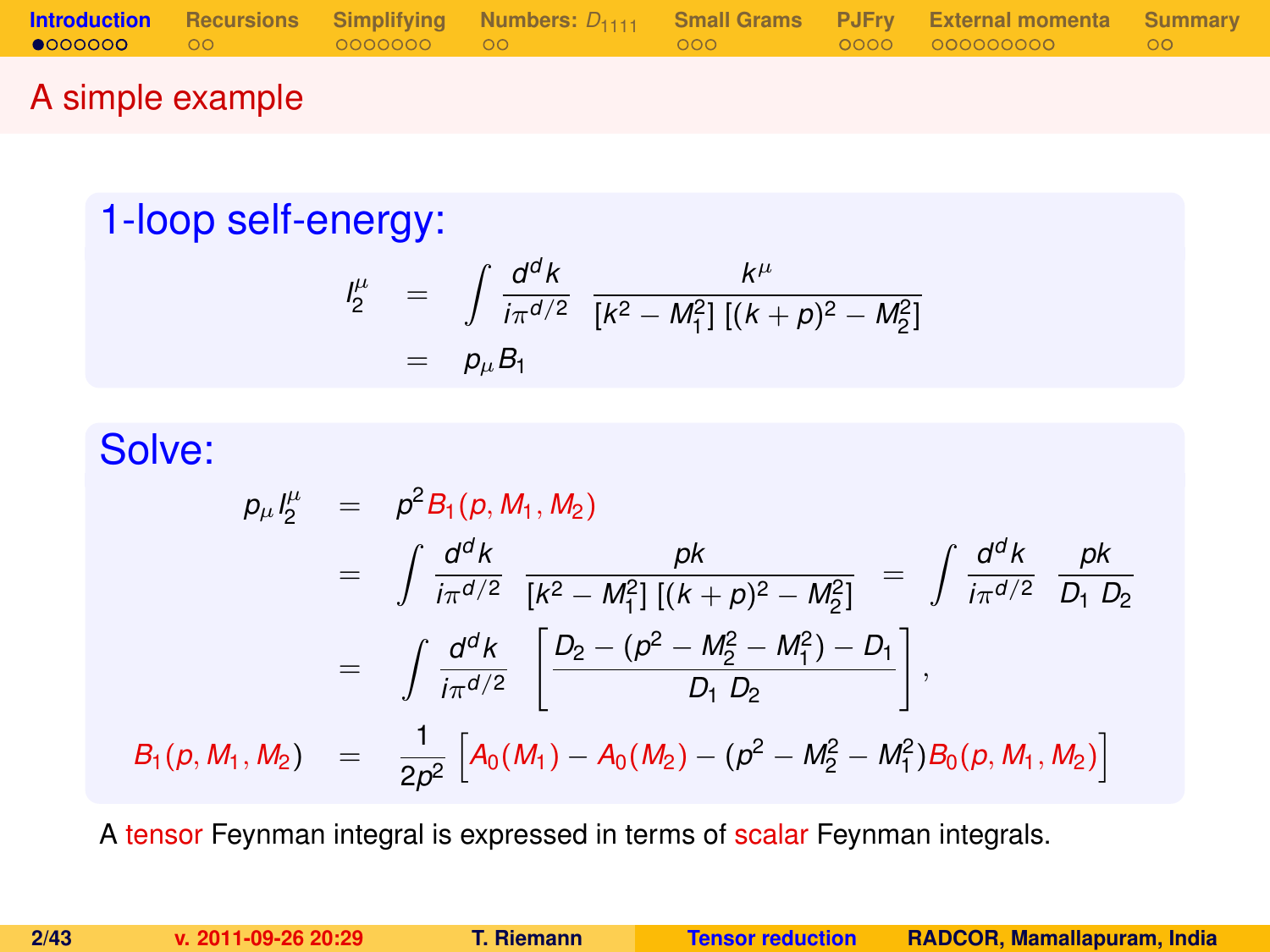# A simple example

## 1-loop self-energy:

$$
\begin{aligned}
I_2^\mu &= \int \frac{d^d k}{i\pi^{d/2}} \; \frac{k^\mu}{[k^2 - M_1^2]\,[(k+p)^2 - M_2^2]} \\
&= p_\mu B_1
\end{aligned}
$$

## Solve:

$$
\begin{aligned}
p_\mu I_2^\mu &= p^2 B_1(p, M_1, M_2) \\
&= \int \frac{d^d k}{i\pi^{d/2}} \; \frac{pk}{[k^2 - M_1^2]\,[(k+p)^2 - M_2^2]} \; = \; \int \frac{d^d k}{i\pi^{d/2}} \; \frac{pk}{D_1\; D_2} \\
&= \int \frac{d^d k}{i\pi^{d/2}} \; \left[ \frac{D_2 - (p^2 - M_2^2 - M_1^2) - D_1}{D_1\; D_2} \right], \\
B_1(p, M_1, M_2) &= \frac{1}{2p^2} \left[ A_0(M_1) - A_0(M_2) - (p^2 - M_2^2 - M_1^2) B_0(p, M_1, M_2) \right]
\end{aligned}
$$

A tensor Feynman integral is expressed in terms of scalar Feynman integrals.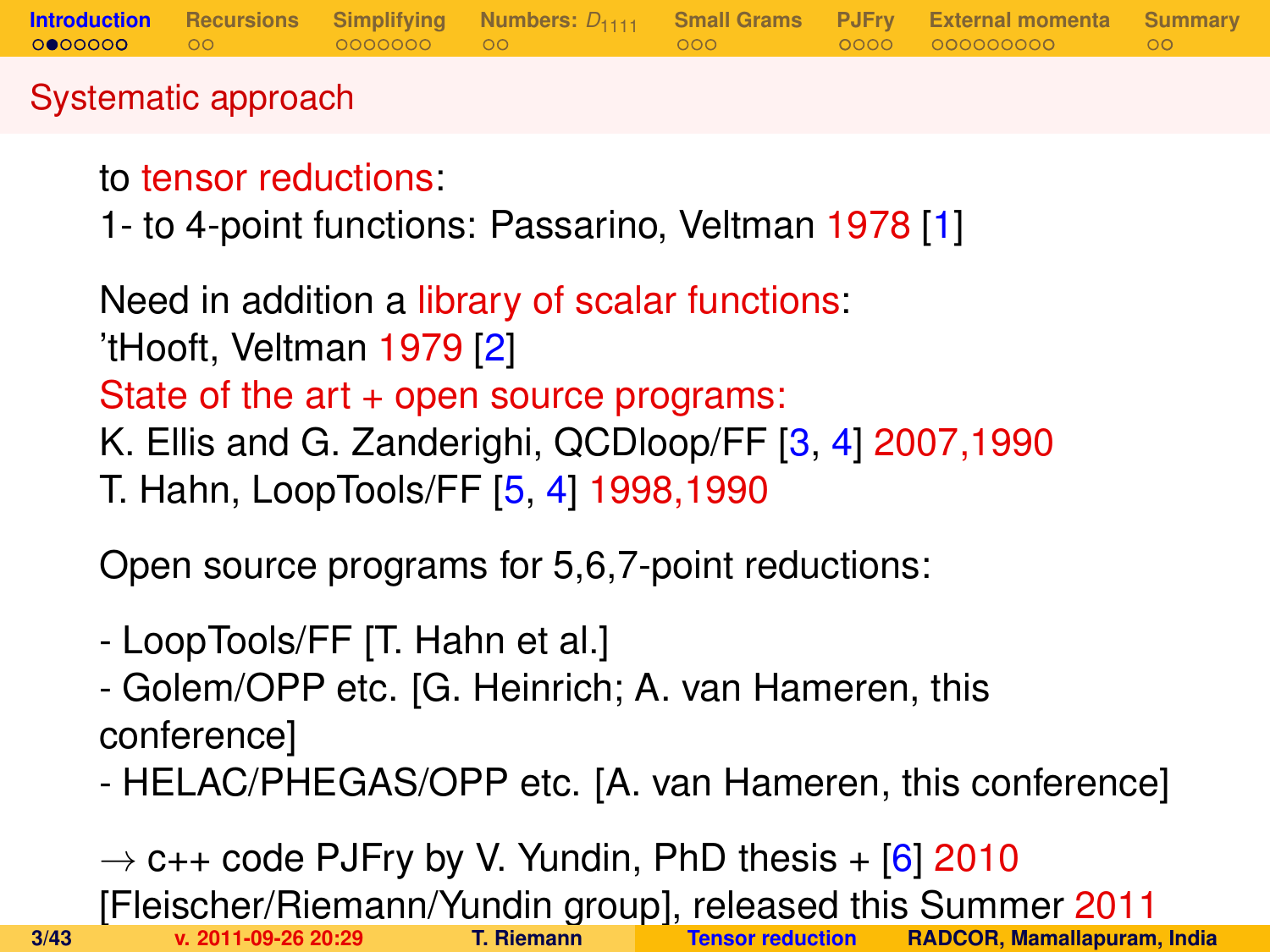## Systematic approach

to tensor reductions:
1- to 4-point functions: Passarino, Veltman 1978 [1]

Need in addition a library of scalar functions:
'tHooft, Veltman 1979 [2]
State of the art + open source programs:
K. Ellis and G. Zanderighi, QCDloop/FF [3, 4] 2007,1990
T. Hahn, LoopTools/FF [5, 4] 1998,1990

Open source programs for 5,6,7-point reductions:

- LoopTools/FF [T. Hahn et al.]
- Golem/OPP etc. [G. Heinrich; A. van Hameren, this conference]
- HELAC/PHEGAS/OPP etc. [A. van Hameren, this conference]

$\rightarrow$ c++ code PJFry by V. Yundin, PhD thesis + [6] 2010
[Fleischer/Riemann/Yundin group], released this Summer 2011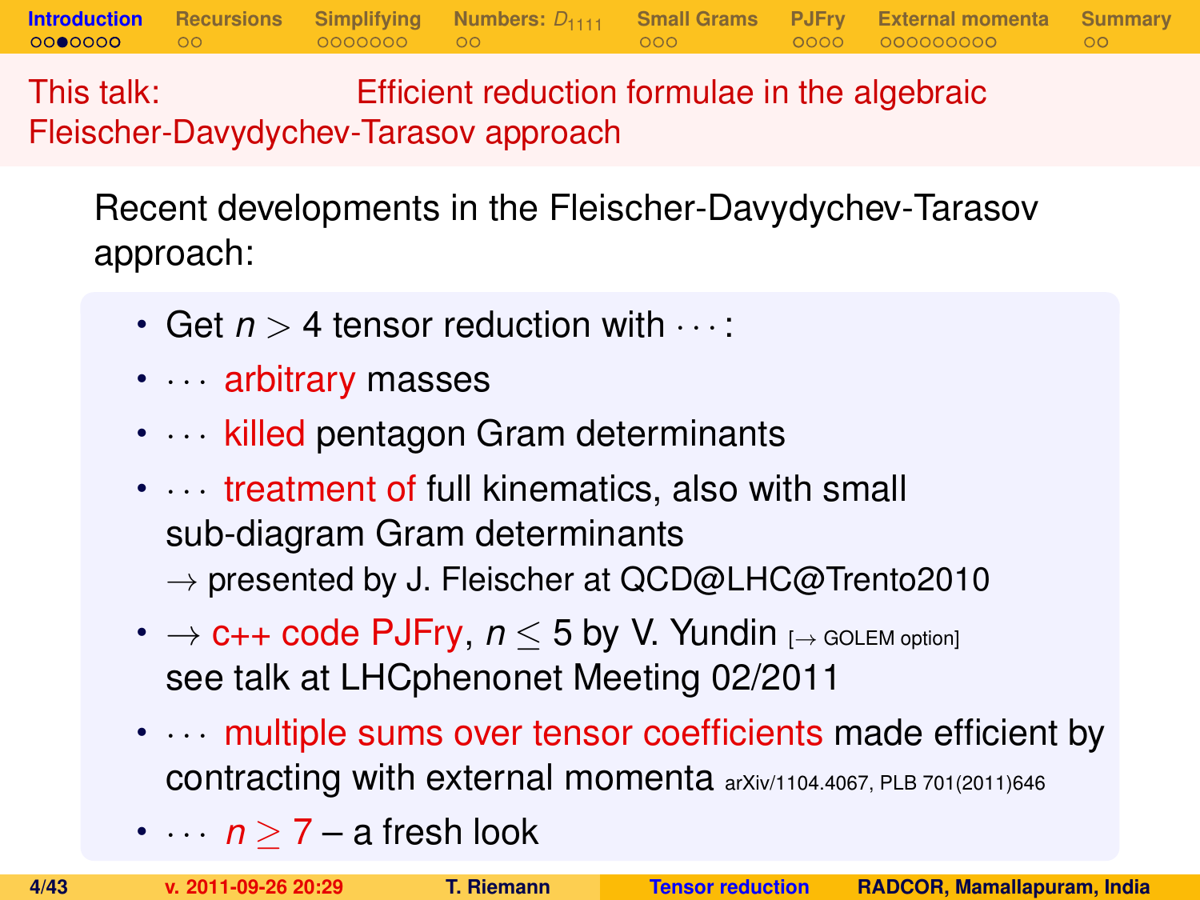## This talk: Efficient reduction formulae in the algebraic Fleischer-Davydychev-Tarasov approach

Recent developments in the Fleischer-Davydychev-Tarasov approach:

- Get $n > 4$ tensor reduction with $\cdots$:
- $\cdots$ arbitrary masses
- $\cdots$ killed pentagon Gram determinants
- $\cdots$ treatment of full kinematics, also with small sub-diagram Gram determinants
  $\rightarrow$ presented by J. Fleischer at QCD@LHC@Trento2010
- $\rightarrow$ c++ code PJFry, $n \leq 5$ by V. Yundin [$\rightarrow$ GOLEM option]
  see talk at LHCphenonet Meeting 02/2011
- $\cdots$ multiple sums over tensor coefficients made efficient by contracting with external momenta arXiv/1104.4067, PLB 701(2011)646
- $\cdots$ $n \geq 7$ – a fresh look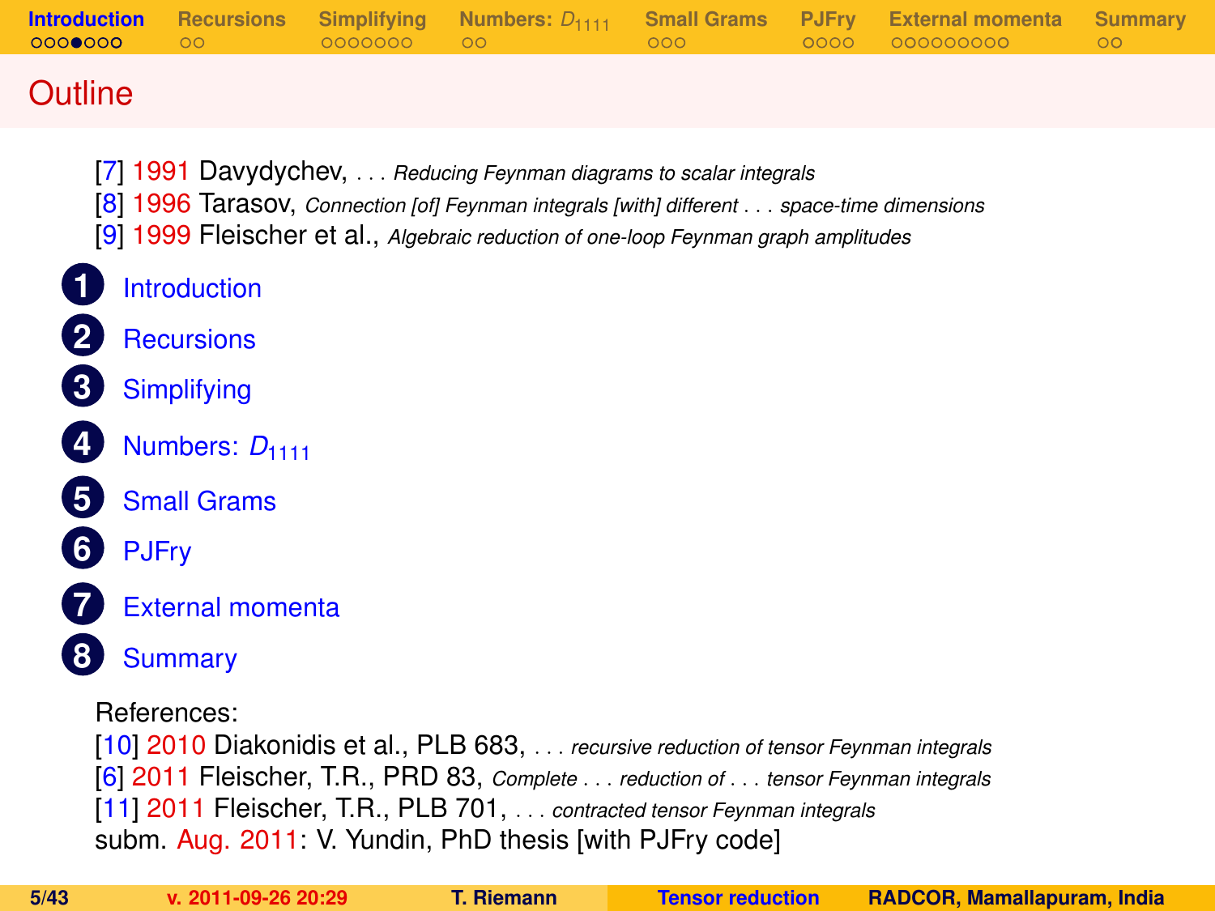# Outline

[7] 1991 Davydychev, . . . *Reducing Feynman diagrams to scalar integrals*
[8] 1996 Tarasov, *Connection [of] Feynman integrals [with] different . . . space-time dimensions*
[9] 1999 Fleischer et al., *Algebraic reduction of one-loop Feynman graph amplitudes*

1. Introduction
2. Recursions
3. Simplifying
4. Numbers: $D_{1111}$
5. Small Grams
6. PJFry
7. External momenta
8. Summary

References:
[10] 2010 Diakonidis et al., PLB 683, . . . *recursive reduction of tensor Feynman integrals*
[6] 2011 Fleischer, T.R., PRD 83, *Complete . . . reduction of . . . tensor Feynman integrals*
[11] 2011 Fleischer, T.R., PLB 701, . . . *contracted tensor Feynman integrals*
subm. Aug. 2011: V. Yundin, PhD thesis [with PJFry code]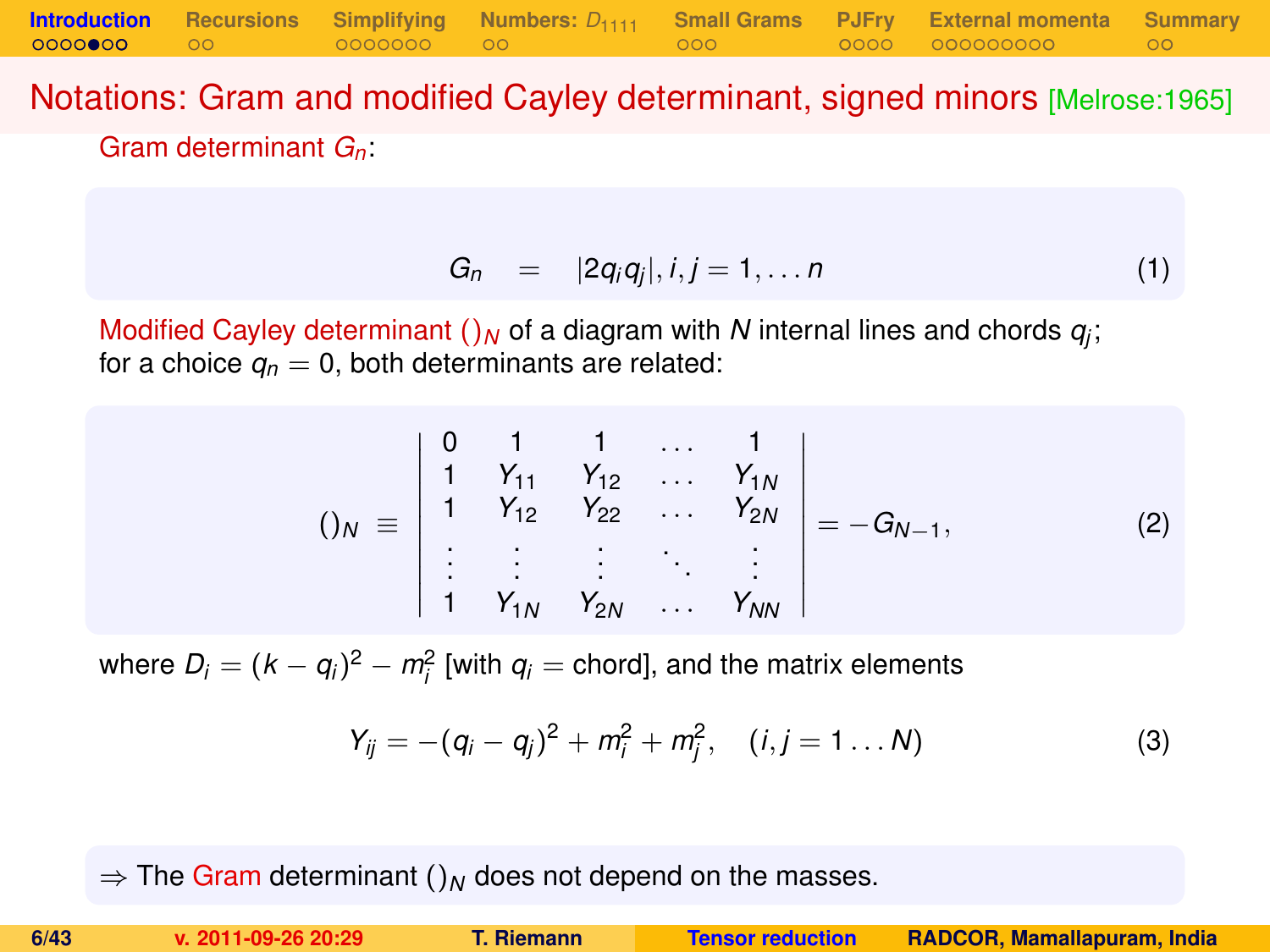## Notations: Gram and modified Cayley determinant, signed minors [Melrose:1965]

Gram determinant $G_n$:

$$G_n \quad = \quad |2q_iq_j|, i,j = 1,\dots n \tag{1}$$

Modified Cayley determinant $()_N$ of a diagram with $N$ internal lines and chords $q_j$; for a choice $q_n = 0$, both determinants are related:

$$()_N \; \equiv \; \begin{vmatrix} 0 & 1 & 1 & \dots & 1 \\ 1 & Y_{11} & Y_{12} & \dots & Y_{1N} \\ 1 & Y_{12} & Y_{22} & \dots & Y_{2N} \\ \vdots & \vdots & \vdots & \ddots & \vdots \\ 1 & Y_{1N} & Y_{2N} & \dots & Y_{NN} \end{vmatrix} = -G_{N-1}, \tag{2}$$

where $D_i = (k - q_i)^2 - m_i^2$ [with $q_i =$ chord], and the matrix elements

$$Y_{ij} = -(q_i - q_j)^2 + m_i^2 + m_j^2, \quad (i,j = 1\dots N) \tag{3}$$

$\Rightarrow$ The Gram determinant $()_N$ does not depend on the masses.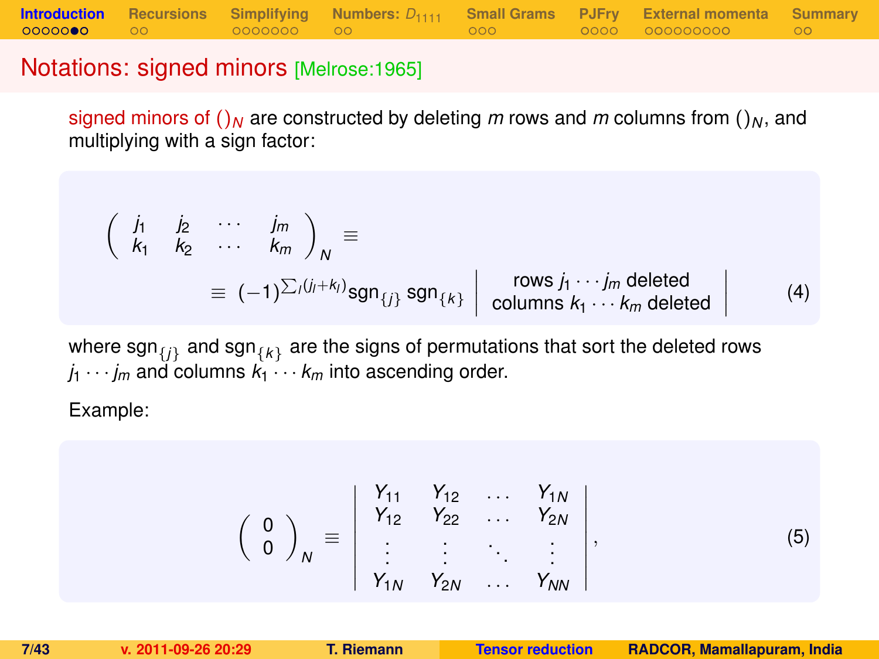## Notations: signed minors [Melrose:1965]

signed minors of $()_N$ are constructed by deleting $m$ rows and $m$ columns from $()_N$, and multiplying with a sign factor:

$$
\left( \begin{array}{cccc} j_1 & j_2 & \cdots & j_m \\ k_1 & k_2 & \cdots & k_m \end{array} \right)_N \equiv
$$
$$
\equiv (-1)^{\sum_l (j_l+k_l)} \mathrm{sgn}_{\{j\}} \, \mathrm{sgn}_{\{k\}} \left| \begin{array}{c} \text{rows } j_1 \cdots j_m \text{ deleted} \\ \text{columns } k_1 \cdots k_m \text{ deleted} \end{array} \right| \tag{4}
$$

where $\mathrm{sgn}_{\{j\}}$ and $\mathrm{sgn}_{\{k\}}$ are the signs of permutations that sort the deleted rows $j_1 \cdots j_m$ and columns $k_1 \cdots k_m$ into ascending order.

Example:

$$
\left( \begin{array}{c} 0 \\ 0 \end{array} \right)_N \equiv \left| \begin{array}{cccc} Y_{11} & Y_{12} & \ldots & Y_{1N} \\ Y_{12} & Y_{22} & \ldots & Y_{2N} \\ \vdots & \vdots & \ddots & \vdots \\ Y_{1N} & Y_{2N} & \ldots & Y_{NN} \end{array} \right|, \tag{5}
$$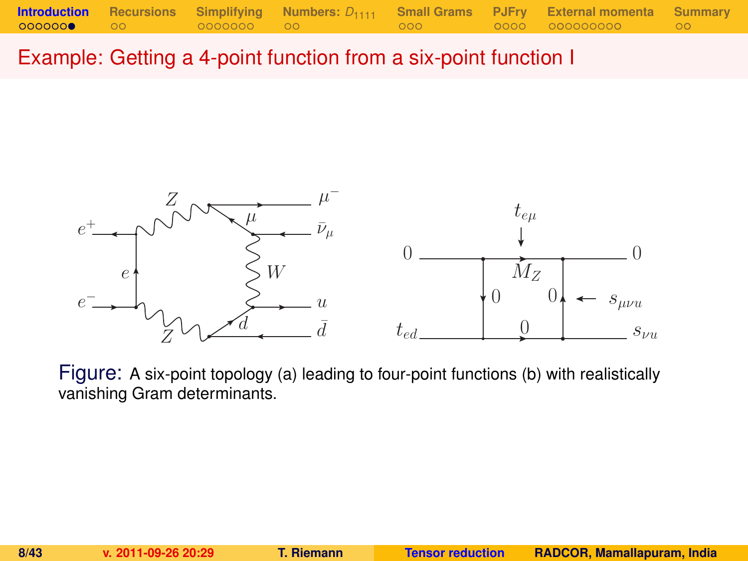# Example: Getting a 4-point function from a six-point function I

Figure: A six-point topology (a) leading to four-point functions (b) with realistically vanishing Gram determinants.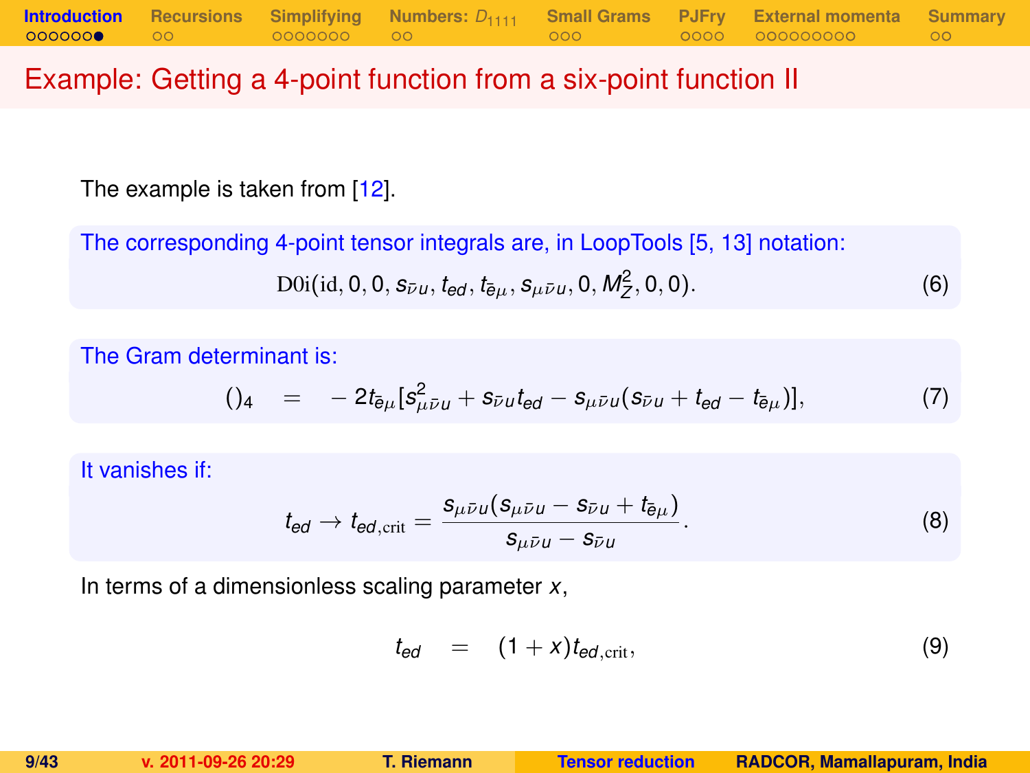# Example: Getting a 4-point function from a six-point function II

The example is taken from [12].

**The corresponding 4-point tensor integrals are, in LoopTools [5, 13] notation:**

$$\mathrm{D0i}(\mathrm{id}, 0, 0, s_{\bar{\nu}u}, t_{ed}, t_{\bar{e}\mu}, s_{\mu\bar{\nu}u}, 0, M_Z^2, 0, 0). \tag{6}$$

**The Gram determinant is:**

$$()_4 \quad = \quad -2t_{\bar{e}\mu}[s^2_{\mu\bar{\nu}u} + s_{\bar{\nu}u}t_{ed} - s_{\mu\bar{\nu}u}(s_{\bar{\nu}u} + t_{ed} - t_{\bar{e}\mu})], \tag{7}$$

**It vanishes if:**

$$t_{ed} \to t_{ed,\mathrm{crit}} = \frac{s_{\mu\bar{\nu}u}(s_{\mu\bar{\nu}u} - s_{\bar{\nu}u} + t_{\bar{e}\mu})}{s_{\mu\bar{\nu}u} - s_{\bar{\nu}u}}. \tag{8}$$

In terms of a dimensionless scaling parameter $x$,

$$t_{ed} \quad = \quad (1 + x)t_{ed,\mathrm{crit}}, \tag{9}$$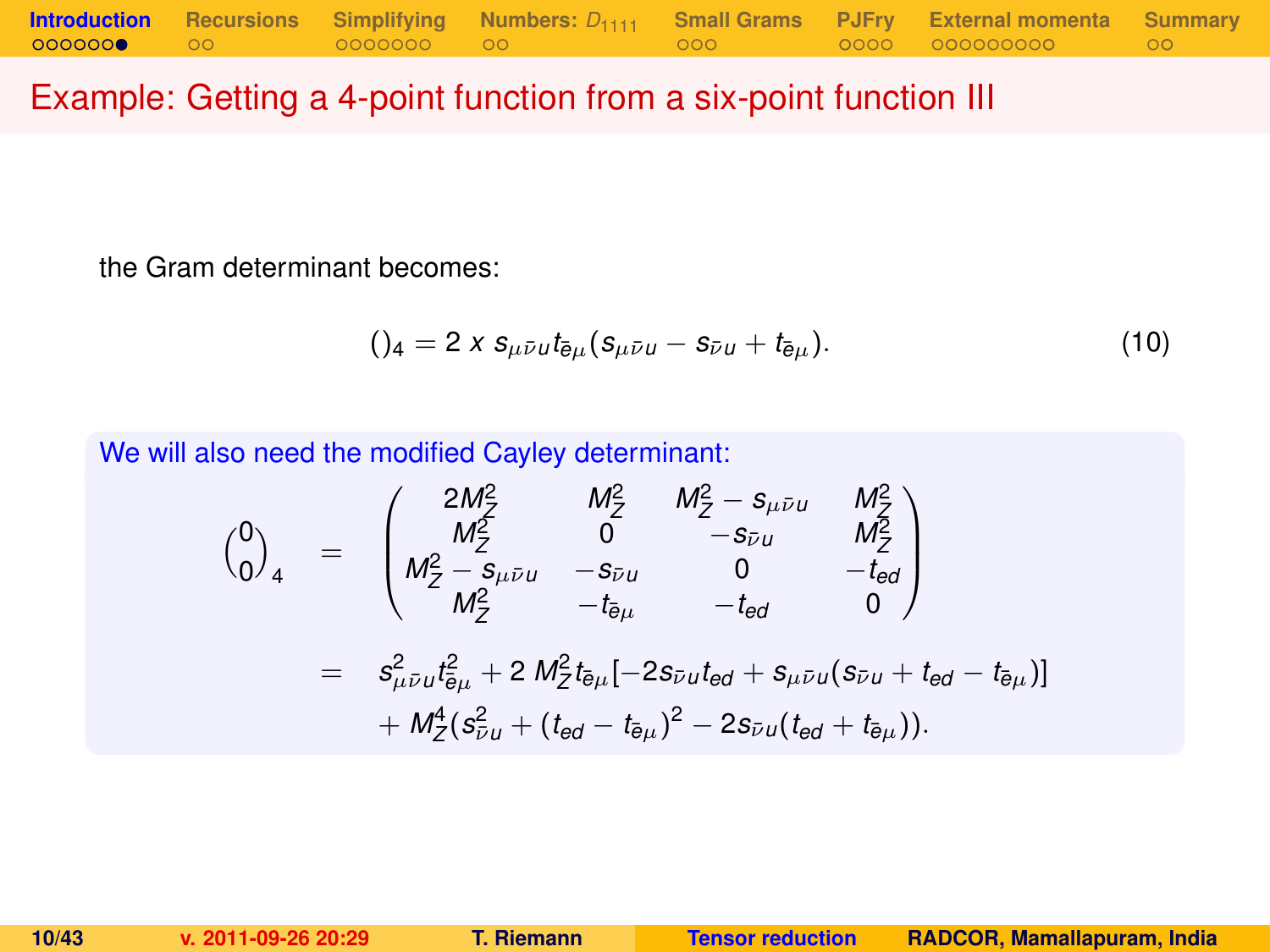## Example: Getting a 4-point function from a six-point function III

the Gram determinant becomes:

$$()_4 = 2\, x\, s_{\mu\bar{\nu}u} t_{\bar{e}\mu}(s_{\mu\bar{\nu}u} - s_{\bar{\nu}u} + t_{\bar{e}\mu}). \tag{10}$$

We will also need the modified Cayley determinant:

$$\begin{aligned}
\binom{0}{0}_4 &= \begin{pmatrix} 2M_Z^2 & M_Z^2 & M_Z^2 - s_{\mu\bar{\nu}u} & M_Z^2 \\ M_Z^2 & 0 & -s_{\bar{\nu}u} & M_Z^2 \\ M_Z^2 - s_{\mu\bar{\nu}u} & -s_{\bar{\nu}u} & 0 & -t_{ed} \\ M_Z^2 & -t_{\bar{e}\mu} & -t_{ed} & 0 \end{pmatrix} \\
&= s_{\mu\bar{\nu}u}^2 t_{\bar{e}\mu}^2 + 2\, M_Z^2 t_{\bar{e}\mu}[-2s_{\bar{\nu}u}t_{ed} + s_{\mu\bar{\nu}u}(s_{\bar{\nu}u} + t_{ed} - t_{\bar{e}\mu})] \\
&\quad + M_Z^4(s_{\bar{\nu}u}^2 + (t_{ed} - t_{\bar{e}\mu})^2 - 2s_{\bar{\nu}u}(t_{ed} + t_{\bar{e}\mu})).
\end{aligned}$$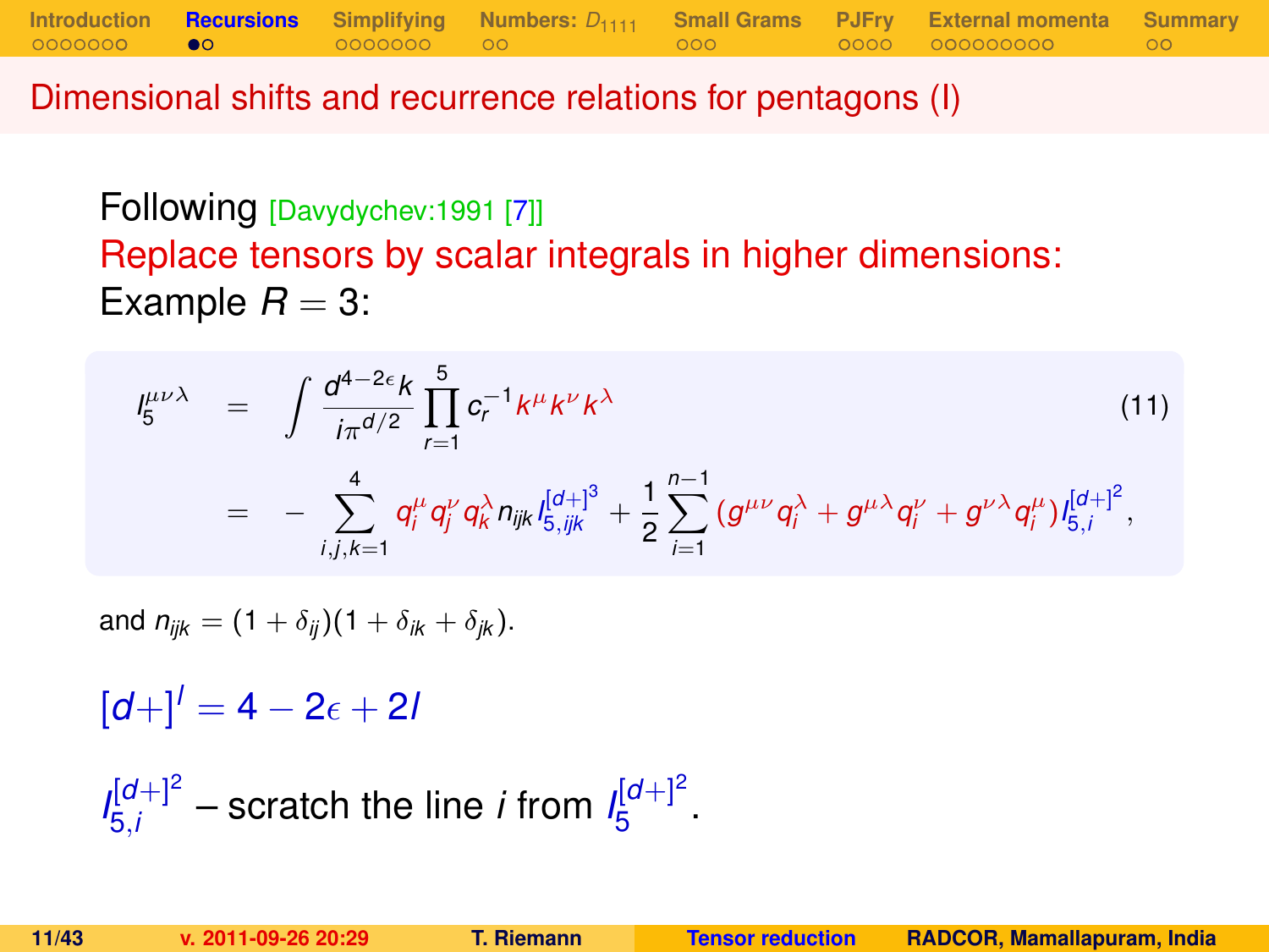# Dimensional shifts and recurrence relations for pentagons (I)

Following [Davydychev:1991 [7]]

Replace tensors by scalar integrals in higher dimensions:

Example $R = 3$:

$$
\begin{aligned}
I_5^{\mu\nu\lambda} &= \int \frac{d^{4-2\epsilon}k}{i\pi^{d/2}} \prod_{r=1}^{5} c_r^{-1} k^\mu k^\nu k^\lambda \qquad (11)\\
&= -\sum_{i,j,k=1}^{4} q_i^\mu q_j^\nu q_k^\lambda n_{ijk} I_{5,ijk}^{[d+]^3} + \frac{1}{2}\sum_{i=1}^{n-1} (g^{\mu\nu} q_i^\lambda + g^{\mu\lambda} q_i^\nu + g^{\nu\lambda} q_i^\mu) I_{5,i}^{[d+]^2},
\end{aligned}
$$

and $n_{ijk} = (1+\delta_{ij})(1+\delta_{ik}+\delta_{jk})$.

$[d+]^l = 4 - 2\epsilon + 2l$

$I_{5,i}^{[d+]^2}$ – scratch the line $i$ from $I_5^{[d+]^2}$.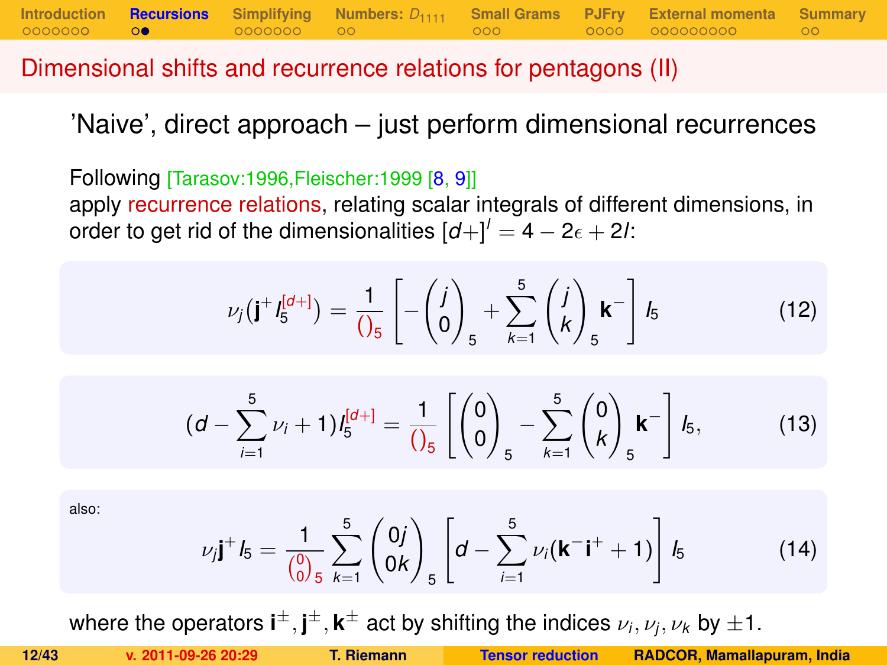# Dimensional shifts and recurrence relations for pentagons (II)

## 'Naive', direct approach – just perform dimensional recurrences

Following [Tarasov:1996,Fleischer:1999 [8, 9]]
apply recurrence relations, relating scalar integrals of different dimensions, in order to get rid of the dimensionalities $[d+]^l = 4 - 2\epsilon + 2l$:

$$\nu_j \left( \mathbf{j}^+ I_5^{[d+]} \right) = \frac{1}{()_5} \left[ - \binom{j}{0}_5 + \sum_{k=1}^{5} \binom{j}{k}_5 \mathbf{k}^- \right] I_5 \tag{12}$$

$$(d - \sum_{i=1}^{5} \nu_i + 1) I_5^{[d+]} = \frac{1}{()_5} \left[ \binom{0}{0}_5 - \sum_{k=1}^{5} \binom{0}{k}_5 \mathbf{k}^- \right] I_5, \tag{13}$$

also:

$$\nu_j \mathbf{j}^+ I_5 = \frac{1}{\binom{0}{0}_5} \sum_{k=1}^{5} \binom{0j}{0k}_5 \left[ d - \sum_{i=1}^{5} \nu_i (\mathbf{k}^- \mathbf{i}^+ + 1) \right] I_5 \tag{14}$$

where the operators $\mathbf{i}^\pm, \mathbf{j}^\pm, \mathbf{k}^\pm$ act by shifting the indices $\nu_i, \nu_j, \nu_k$ by $\pm 1$.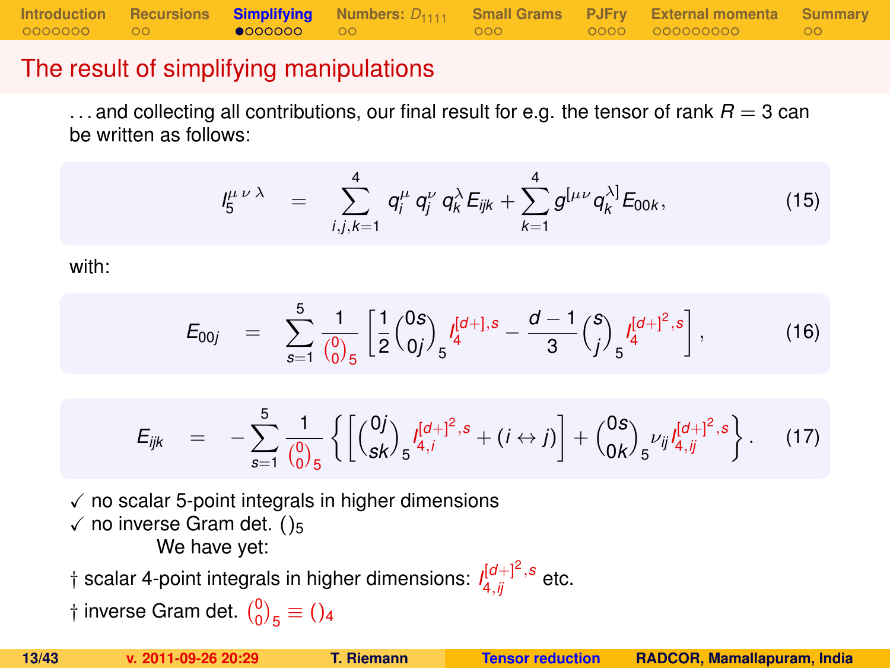# The result of simplifying manipulations

...and collecting all contributions, our final result for e.g. the tensor of rank $R = 3$ can be written as follows:

$$I_5^{\mu\,\nu\,\lambda} \quad = \quad \sum_{i,j,k=1}^{4} q_i^{\mu}\, q_j^{\nu}\, q_k^{\lambda} E_{ijk} + \sum_{k=1}^{4} g^{[\mu\nu} q_k^{\lambda]} E_{00k}, \tag{15}$$

with:

$$E_{00j} \quad = \quad \sum_{s=1}^{5} \frac{1}{\binom{0}{0}_5} \left[ \frac{1}{2} \binom{0s}{0j}_5 I_4^{[d+],s} - \frac{d-1}{3} \binom{s}{j}_5 I_4^{[d+]^2,s} \right], \tag{16}$$

$$E_{ijk} \quad = \quad -\sum_{s=1}^{5} \frac{1}{\binom{0}{0}_5} \left\{ \left[ \binom{0j}{sk}_5 I_{4,i}^{[d+]^2,s} + (i \leftrightarrow j) \right] + \binom{0s}{0k}_5 \nu_{ij} I_{4,ij}^{[d+]^2,s} \right\}. \tag{17}$$

✓ no scalar 5-point integrals in higher dimensions
✓ no inverse Gram det. $()_5$

We have yet:

† scalar 4-point integrals in higher dimensions: $I_{4,ij}^{[d+]^2,s}$ etc.

† inverse Gram det. $\binom{0}{0}_5 \equiv ()_4$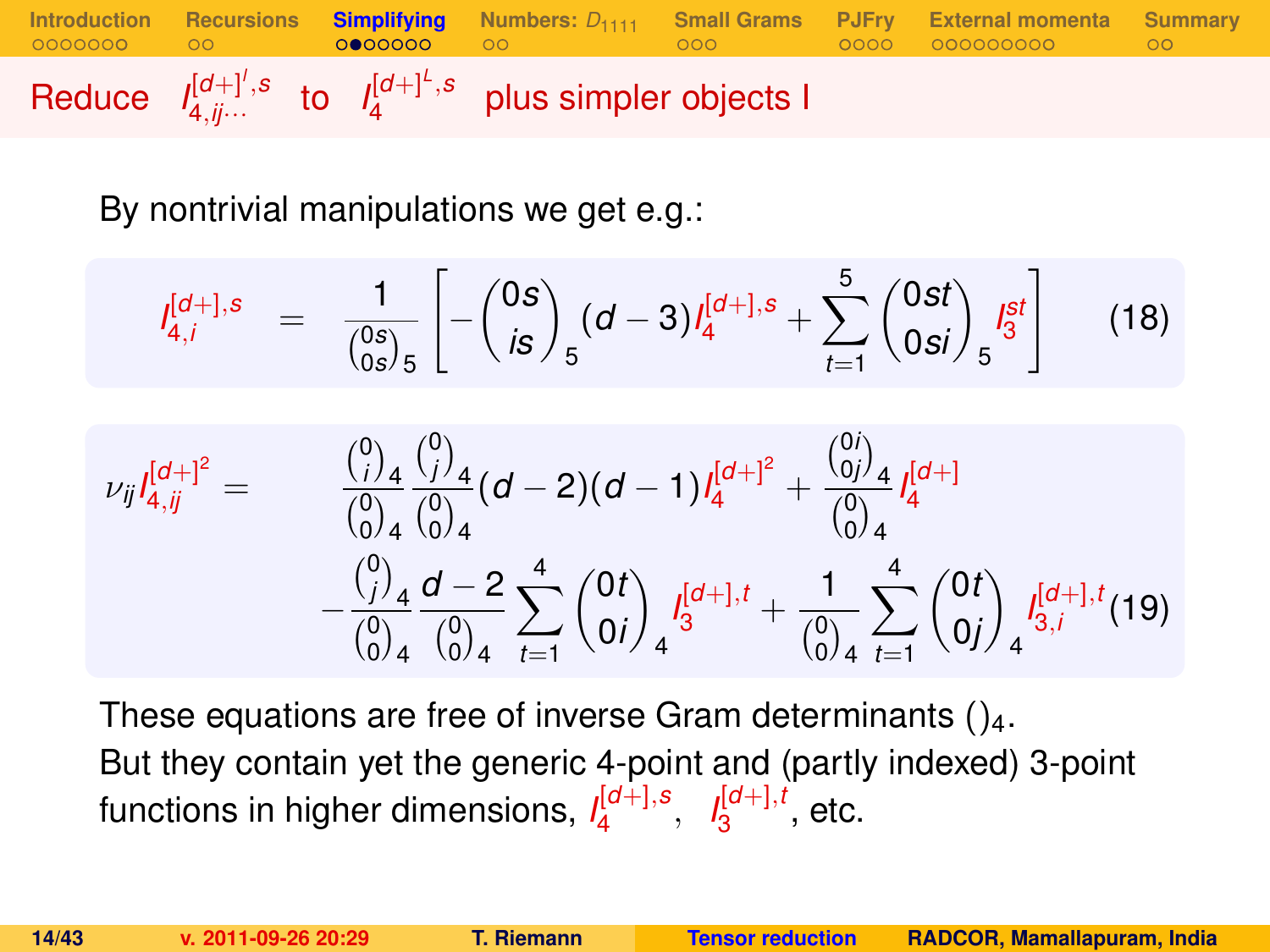## Reduce $I_{4,ij\cdots}^{[d+]^l,s}$ to $I_4^{[d+]^L,s}$ plus simpler objects I

By nontrivial manipulations we get e.g.:

$$I_{4,i}^{[d+],s} = \frac{1}{\binom{0s}{0s}_5}\left[-\binom{0s}{is}_5 (d-3) I_4^{[d+],s} + \sum_{t=1}^{5}\binom{0st}{0si}_5 I_3^{st}\right] \quad (18)$$

$$\begin{aligned}
\nu_{ij} I_{4,ij}^{[d+]^2} = \; & \frac{\binom{0}{i}_4}{\binom{0}{0}_4}\frac{\binom{0}{j}_4}{\binom{0}{0}_4}(d-2)(d-1) I_4^{[d+]^2} + \frac{\binom{0i}{0j}_4}{\binom{0}{0}_4} I_4^{[d+]} \\
& - \frac{\binom{0}{j}_4}{\binom{0}{0}_4}\frac{d-2}{\binom{0}{0}_4}\sum_{t=1}^{4}\binom{0t}{0i}_4 I_3^{[d+],t} + \frac{1}{\binom{0}{0}_4}\sum_{t=1}^{4}\binom{0t}{0j}_4 I_{3,i}^{[d+],t} \quad (19)
\end{aligned}$$

These equations are free of inverse Gram determinants $()_4$.
But they contain yet the generic 4-point and (partly indexed) 3-point functions in higher dimensions, $I_4^{[d+],s}$, $I_3^{[d+],t}$, etc.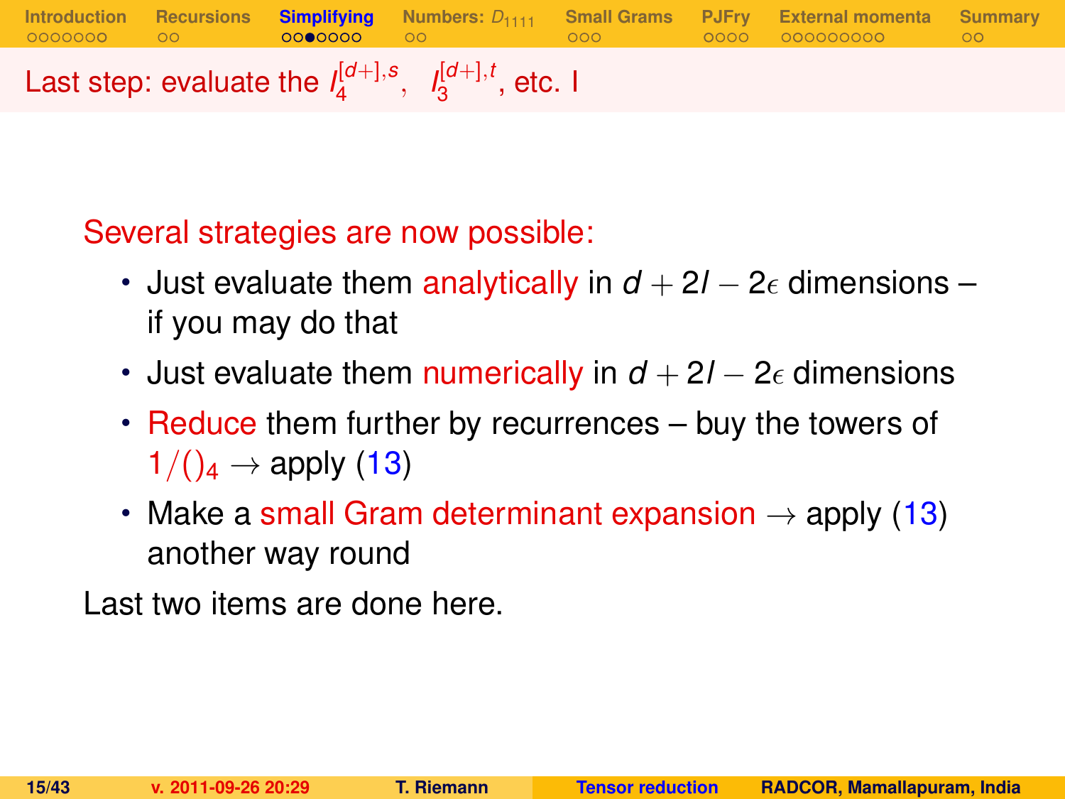## Last step: evaluate the $I_4^{[d+],s}$, $I_3^{[d+],t}$, etc. I

Several strategies are now possible:

- Just evaluate them analytically in $d + 2l - 2\epsilon$ dimensions – if you may do that
- Just evaluate them numerically in $d + 2l - 2\epsilon$ dimensions
- Reduce them further by recurrences – buy the towers of $1/()_4 \rightarrow$ apply (13)
- Make a small Gram determinant expansion $\rightarrow$ apply (13) another way round

Last two items are done here.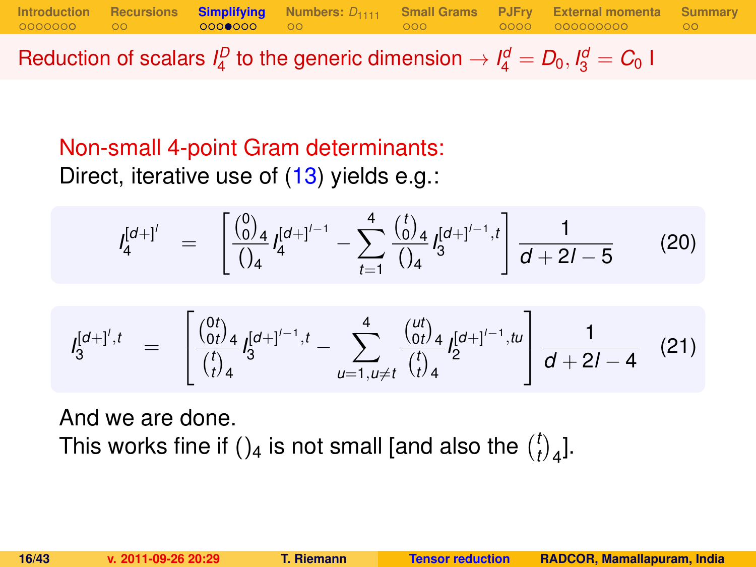## Reduction of scalars $I_4^D$ to the generic dimension $\to I_4^d = D_0, I_3^d = C_0$ I

Non-small 4-point Gram determinants:

Direct, iterative use of (13) yields e.g.:

$$I_4^{[d+]^l} = \left[ \frac{\binom{0}{0}_4}{()_4} I_4^{[d+]^{l-1}} - \sum_{t=1}^{4} \frac{\binom{t}{0}_4}{()_4} I_3^{[d+]^{l-1},t} \right] \frac{1}{d+2l-5} \qquad (20)$$

$$I_3^{[d+]^l,t} = \left[ \frac{\binom{0t}{0t}_4}{\binom{t}{t}_4} I_3^{[d+]^{l-1},t} - \sum_{u=1,u\neq t}^{4} \frac{\binom{ut}{0t}_4}{\binom{t}{t}_4} I_2^{[d+]^{l-1},tu} \right] \frac{1}{d+2l-4} \qquad (21)$$

And we are done.

This works fine if $()_4$ is not small [and also the $\binom{t}{t}_4$].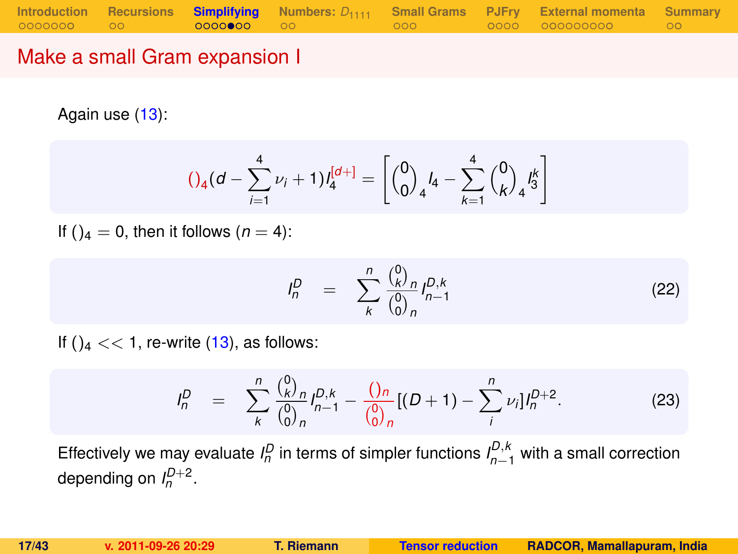# Make a small Gram expansion I

Again use (13):

$$()_4 (d - \sum_{i=1}^{4} \nu_i + 1) I_4^{[d+]} = \left[ \binom{0}{0}_4 I_4 - \sum_{k=1}^{4} \binom{0}{k}_4 I_3^k \right]$$

If $()_4 = 0$, then it follows ($n = 4$):

$$I_n^D = \sum_k^n \frac{\binom{0}{k}_n}{\binom{0}{0}_n} I_{n-1}^{D,k} \tag{22}$$

If $()_4 << 1$, re-write (13), as follows:

$$I_n^D = \sum_k^n \frac{\binom{0}{k}_n}{\binom{0}{0}_n} I_{n-1}^{D,k} - \frac{()_n}{\binom{0}{0}_n} [(D+1) - \sum_i^n \nu_i] I_n^{D+2}. \tag{23}$$

Effectively we may evaluate $I_n^D$ in terms of simpler functions $I_{n-1}^{D,k}$ with a small correction depending on $I_n^{D+2}$.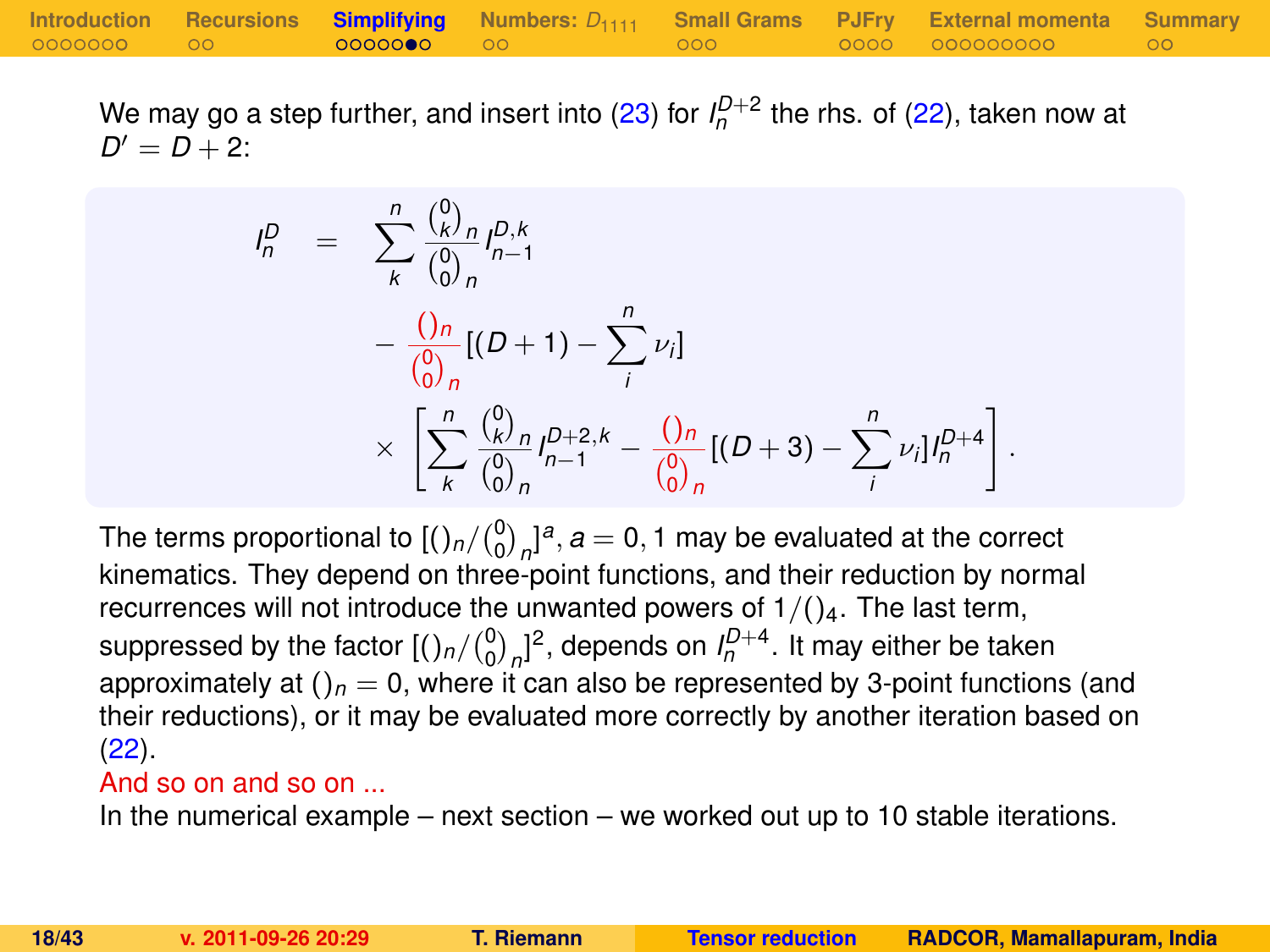We may go a step further, and insert into (23) for $I_n^{D+2}$ the rhs. of (22), taken now at $D' = D+2$:

$$
\begin{aligned}
I_n^D \quad = \quad & \sum_k^n \frac{\binom{0}{k}_n}{\binom{0}{0}_n} I_{n-1}^{D,k} \\
& - \frac{()_n}{\binom{0}{0}_n} [(D+1) - \sum_i^n \nu_i] \\
& \times \left[ \sum_k^n \frac{\binom{0}{k}_n}{\binom{0}{0}_n} I_{n-1}^{D+2,k} - \frac{()_n}{\binom{0}{0}_n} [(D+3) - \sum_i^n \nu_i] I_n^{D+4} \right].
\end{aligned}
$$

The terms proportional to $[()_n / \binom{0}{0}_n]^a, a = 0, 1$ may be evaluated at the correct kinematics. They depend on three-point functions, and their reduction by normal recurrences will not introduce the unwanted powers of $1/()_4$. The last term, suppressed by the factor $[()_n / \binom{0}{0}_n]^2$, depends on $I_n^{D+4}$. It may either be taken approximately at $()_n = 0$, where it can also be represented by 3-point functions (and their reductions), or it may be evaluated more correctly by another iteration based on (22).

And so on and so on ...

In the numerical example – next section – we worked out up to 10 stable iterations.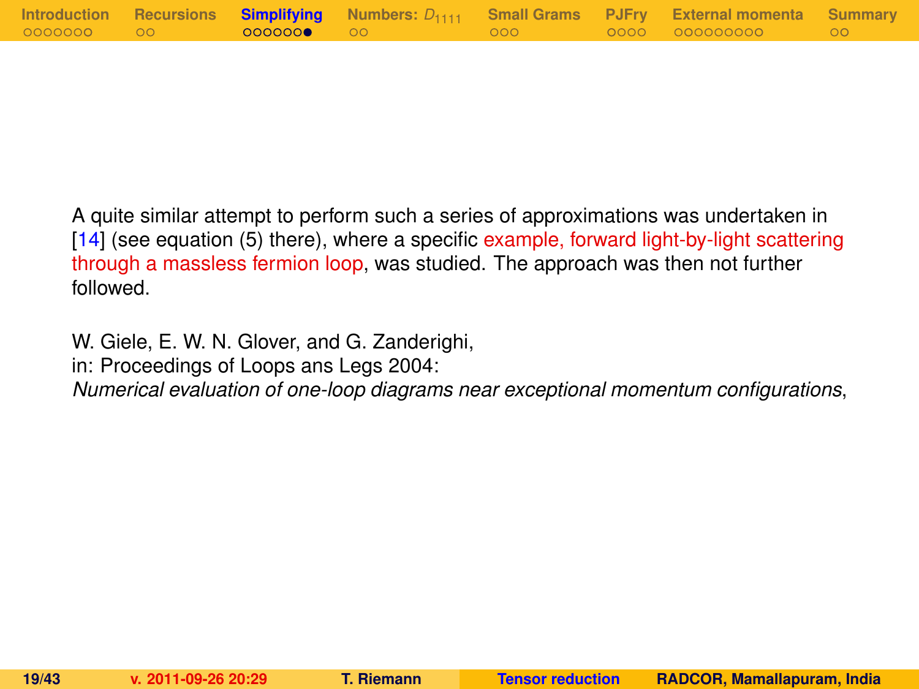A quite similar attempt to perform such a series of approximations was undertaken in [14] (see equation (5) there), where a specific example, forward light-by-light scattering through a massless fermion loop, was studied. The approach was then not further followed.

W. Giele, E. W. N. Glover, and G. Zanderighi,
in: Proceedings of Loops ans Legs 2004:
*Numerical evaluation of one-loop diagrams near exceptional momentum configurations*,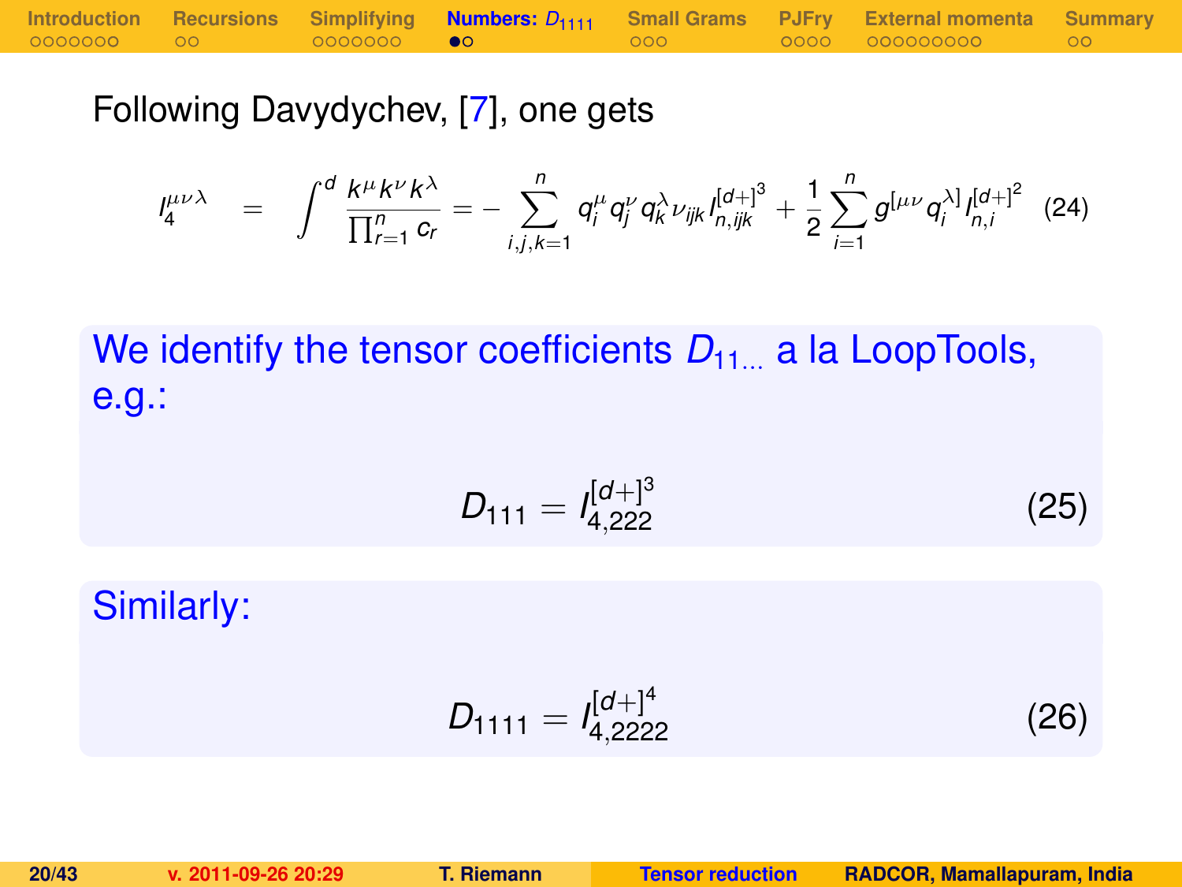Following Davydychev, [7], one gets

$$I_4^{\mu\nu\lambda} = \int^d \frac{k^\mu k^\nu k^\lambda}{\prod_{r=1}^n c_r} = -\sum_{i,j,k=1}^n q_i^\mu q_j^\nu q_k^\lambda \nu_{ijk} I_{n,ijk}^{[d+]^3} + \frac{1}{2}\sum_{i=1}^n g^{[\mu\nu} q_i^{\lambda]} I_{n,i}^{[d+]^2} \quad (24)$$

We identify the tensor coefficients $D_{11\ldots}$ a la LoopTools, e.g.:

$$D_{111} = I_{4,222}^{[d+]^3} \quad (25)$$

Similarly:

$$D_{1111} = I_{4,2222}^{[d+]^4} \quad (26)$$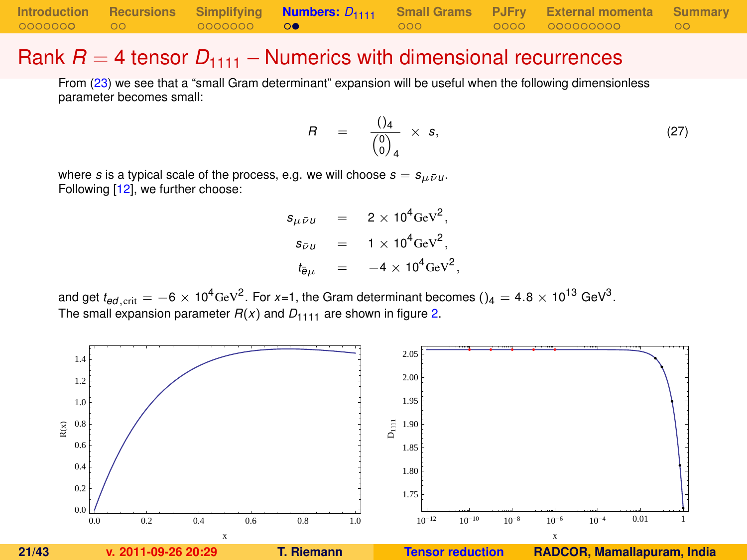# Rank $R = 4$ tensor $D_{1111}$ – Numerics with dimensional recurrences

From (23) we see that a "small Gram determinant" expansion will be useful when the following dimensionless parameter becomes small:

$$R = \frac{()_4}{\binom{0}{0}_4} \times s, \tag{27}$$

where $s$ is a typical scale of the process, e.g. we will choose $s = s_{\mu\bar{\nu}u}$.
Following [12], we further choose:

$$\begin{aligned}
s_{\mu\bar{\nu}u} &= 2 \times 10^4 \mathrm{GeV}^2, \\
s_{\bar{\nu}u} &= 1 \times 10^4 \mathrm{GeV}^2, \\
t_{\bar{e}\mu} &= -4 \times 10^4 \mathrm{GeV}^2,
\end{aligned}$$

and get $t_{ed,\mathrm{crit}} = -6 \times 10^4 \mathrm{GeV}^2$. For $x$=1, the Gram determinant becomes $()_4 = 4.8 \times 10^{13}$ GeV$^3$.
The small expansion parameter $R(x)$ and $D_{1111}$ are shown in figure 2.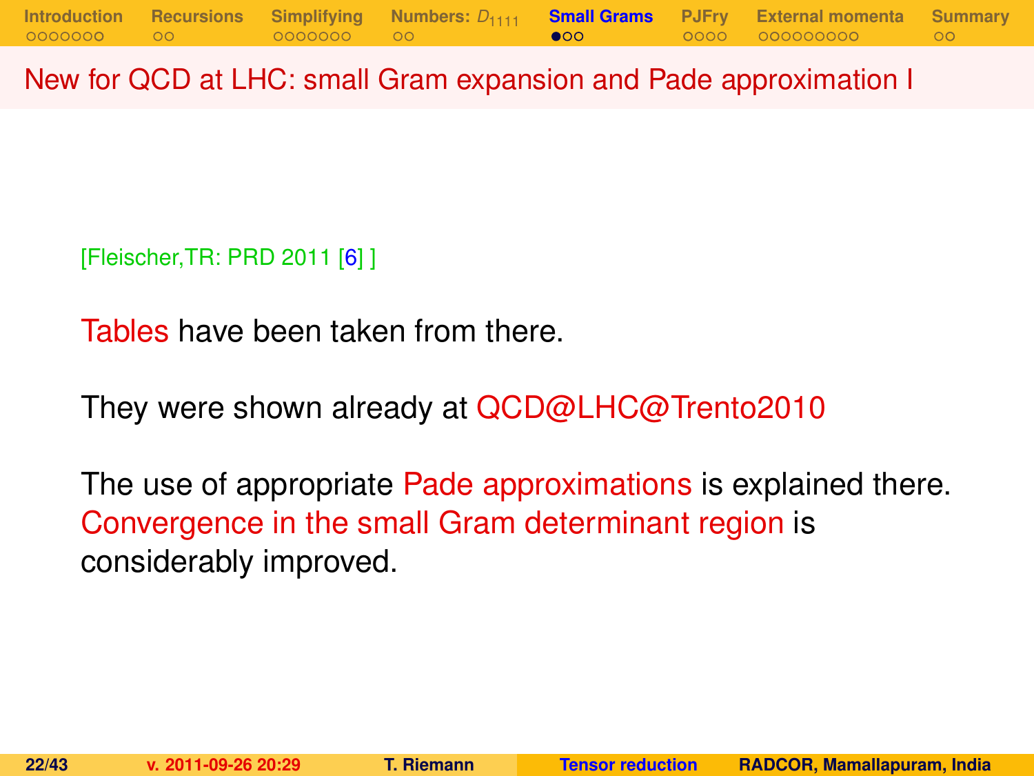## New for QCD at LHC: small Gram expansion and Pade approximation I

[Fleischer,TR: PRD 2011 [6] ]

Tables have been taken from there.

They were shown already at QCD@LHC@Trento2010

The use of appropriate Pade approximations is explained there. Convergence in the small Gram determinant region is considerably improved.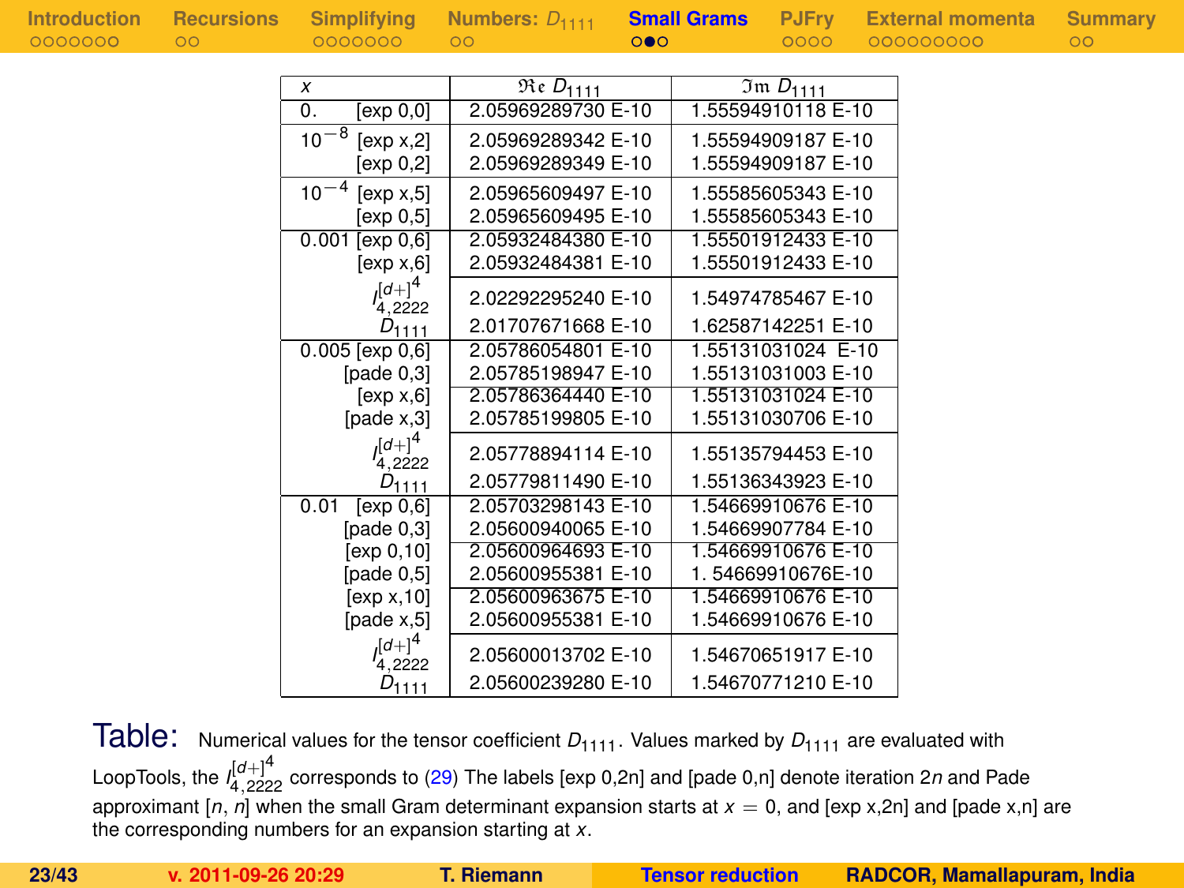| $x$ | | $\Re D_{1111}$ | $\Im D_{1111}$ |
|---|---|---|---|
| 0. | [exp 0,0] | 2.05969289730 E-10 | 1.55594910118 E-10 |
| $10^{-8}$ | [exp x,2] | 2.05969289342 E-10 | 1.55594909187 E-10 |
| | [exp 0,2] | 2.05969289349 E-10 | 1.55594909187 E-10 |
| $10^{-4}$ | [exp x,5] | 2.05965609497 E-10 | 1.55585605343 E-10 |
| | [exp 0,5] | 2.05965609495 E-10 | 1.55585605343 E-10 |
| 0.001 | [exp 0,6] | 2.05932484380 E-10 | 1.55501912433 E-10 |
| | [exp x,6] | 2.05932484381 E-10 | 1.55501912433 E-10 |
| | $I_{4,2222}^{[d+]^4}$ | 2.02292295240 E-10 | 1.54974785467 E-10 |
| | $D_{1111}$ | 2.01707671668 E-10 | 1.62587142251 E-10 |
| 0.005 | [exp 0,6] | 2.05786054801 E-10 | 1.55131031024 E-10 |
| | [pade 0,3] | 2.05785198947 E-10 | 1.55131031003 E-10 |
| | [exp x,6] | 2.05786364440 E-10 | 1.55131031024 E-10 |
| | [pade x,3] | 2.05785199805 E-10 | 1.55131030706 E-10 |
| | $I_{4,2222}^{[d+]^4}$ | 2.05778894114 E-10 | 1.55135794453 E-10 |
| | $D_{1111}$ | 2.05779811490 E-10 | 1.55136343923 E-10 |
| 0.01 | [exp 0,6] | 2.05703298143 E-10 | 1.54669910676 E-10 |
| | [pade 0,3] | 2.05600940065 E-10 | 1.54669907784 E-10 |
| | [exp 0,10] | 2.05600964693 E-10 | 1.54669910676 E-10 |
| | [pade 0,5] | 2.05600955381 E-10 | 1. 54669910676E-10 |
| | [exp x,10] | 2.05600963675 E-10 | 1.54669910676 E-10 |
| | [pade x,5] | 2.05600955381 E-10 | 1.54669910676 E-10 |
| | $I_{4,2222}^{[d+]^4}$ | 2.05600013702 E-10 | 1.54670651917 E-10 |
| | $D_{1111}$ | 2.05600239280 E-10 | 1.54670771210 E-10 |

Table: Numerical values for the tensor coefficient $D_{1111}$. Values marked by $D_{1111}$ are evaluated with LoopTools, the $I_{4,2222}^{[d+]^4}$ corresponds to (29) The labels [exp 0,2n] and [pade 0,n] denote iteration $2n$ and Pade approximant [$n$, $n$] when the small Gram determinant expansion starts at $x = 0$, and [exp x,2n] and [pade x,n] are the corresponding numbers for an expansion starting at $x$.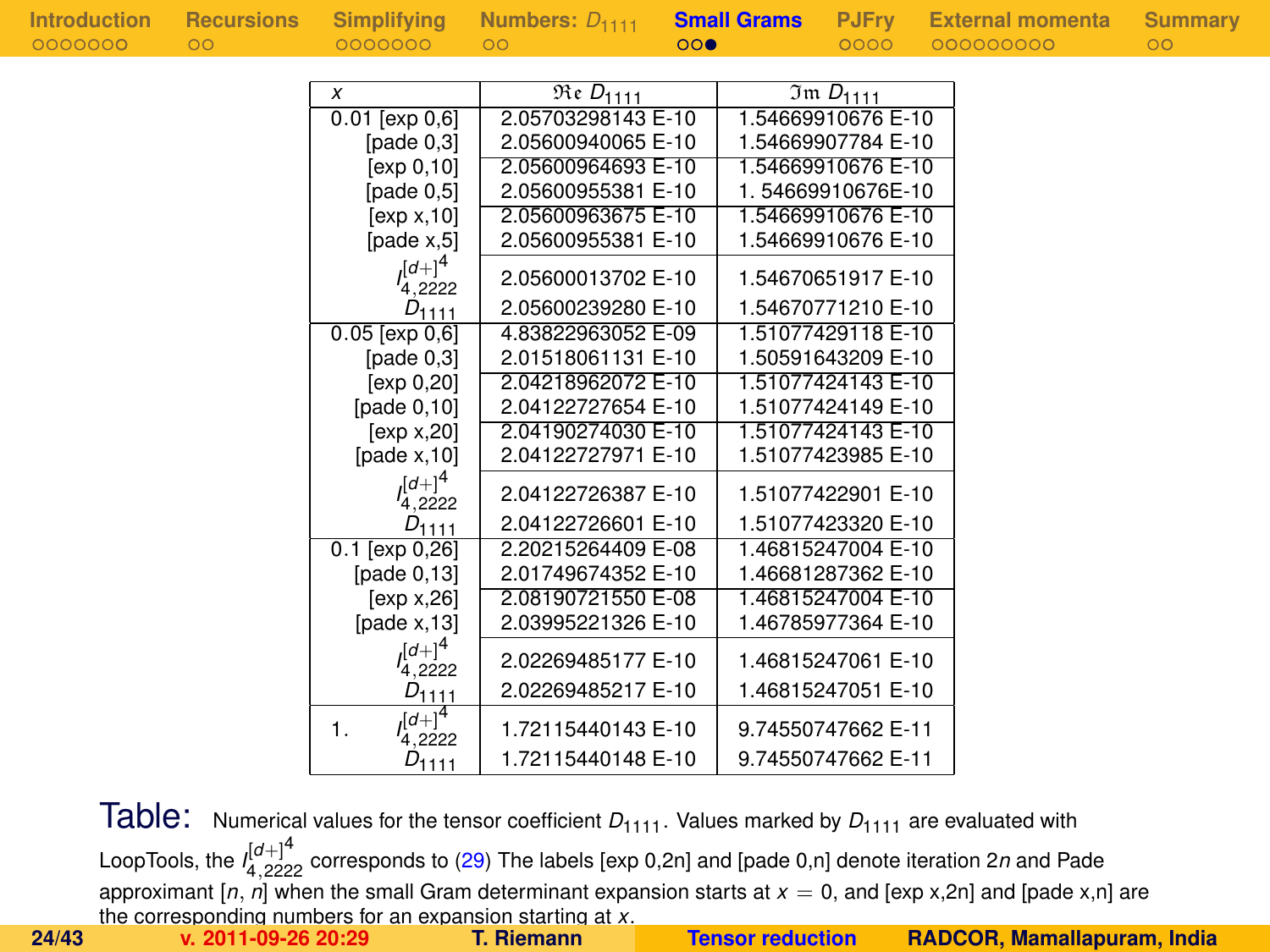| $x$ | $\Re e\, D_{1111}$ | $\Im m\, D_{1111}$ |
|---|---|---|
| 0.01 [exp 0,6] | 2.05703298143 E-10 | 1.54669910676 E-10 |
| [pade 0,3] | 2.05600940065 E-10 | 1.54669907784 E-10 |
| [exp 0,10] | 2.05600964693 E-10 | 1.54669910676 E-10 |
| [pade 0,5] | 2.05600955381 E-10 | 1. 54669910676E-10 |
| [exp x,10] | 2.05600963675 E-10 | 1.54669910676 E-10 |
| [pade x,5] | 2.05600955381 E-10 | 1.54669910676 E-10 |
| $I_{4,2222}^{[d+]^4}$ | 2.05600013702 E-10 | 1.54670651917 E-10 |
| $D_{1111}$ | 2.05600239280 E-10 | 1.54670771210 E-10 |
| 0.05 [exp 0,6] | 4.83822963052 E-09 | 1.51077429118 E-10 |
| [pade 0,3] | 2.01518061131 E-10 | 1.50591643209 E-10 |
| [exp 0,20] | 2.04218962072 E-10 | 1.51077424143 E-10 |
| [pade 0,10] | 2.04122727654 E-10 | 1.51077424149 E-10 |
| [exp x,20] | 2.04190274030 E-10 | 1.51077424143 E-10 |
| [pade x,10] | 2.04122727971 E-10 | 1.51077423985 E-10 |
| $I_{4,2222}^{[d+]^4}$ | 2.04122726387 E-10 | 1.51077422901 E-10 |
| $D_{1111}$ | 2.04122726601 E-10 | 1.51077423320 E-10 |
| 0.1 [exp 0,26] | 2.20215264409 E-08 | 1.46815247004 E-10 |
| [pade 0,13] | 2.01749674352 E-10 | 1.46681287362 E-10 |
| [exp x,26] | 2.08190721550 E-08 | 1.46815247004 E-10 |
| [pade x,13] | 2.03995221326 E-10 | 1.46785977364 E-10 |
| $I_{4,2222}^{[d+]^4}$ | 2.02269485177 E-10 | 1.46815247061 E-10 |
| $D_{1111}$ | 2.02269485217 E-10 | 1.46815247051 E-10 |
| 1. $I_{4,2222}^{[d+]^4}$ | 1.72115440143 E-10 | 9.74550747662 E-11 |
| $D_{1111}$ | 1.72115440148 E-10 | 9.74550747662 E-11 |

Table: Numerical values for the tensor coefficient $D_{1111}$. Values marked by $D_{1111}$ are evaluated with LoopTools, the $I_{4,2222}^{[d+]^4}$ corresponds to (29) The labels [exp 0,2n] and [pade 0,n] denote iteration $2n$ and Pade approximant $[n, n]$ when the small Gram determinant expansion starts at $x = 0$, and [exp x,2n] and [pade x,n] are the corresponding numbers for an expansion starting at $x$.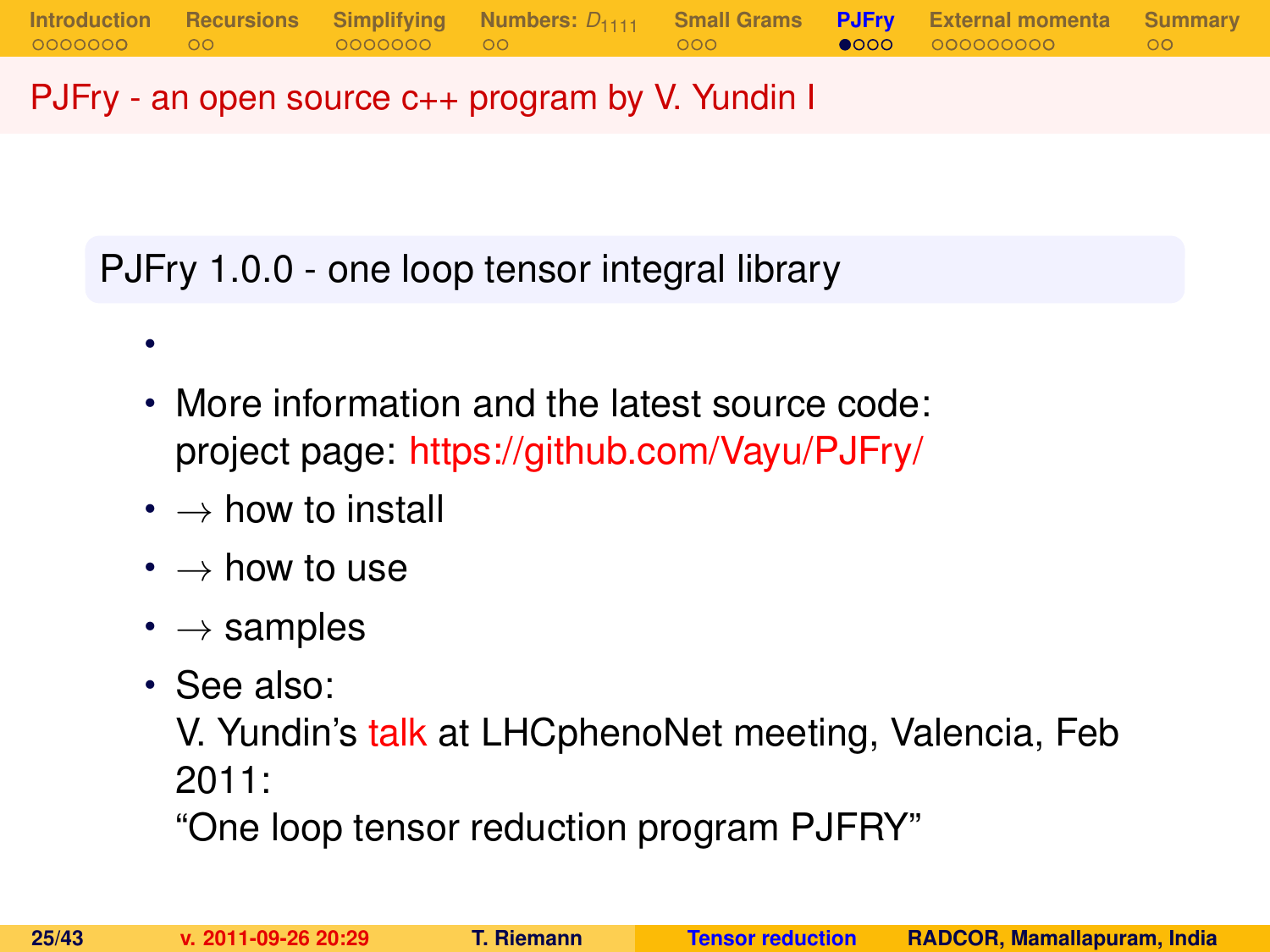## PJFry - an open source c++ program by V. Yundin I

### PJFry 1.0.0 - one loop tensor integral library

- 
- More information and the latest source code: project page: https://github.com/Vayu/PJFry/
- $\rightarrow$ how to install
- $\rightarrow$ how to use
- $\rightarrow$ samples
- See also: V. Yundin's talk at LHCphenoNet meeting, Valencia, Feb 2011: "One loop tensor reduction program PJFRY"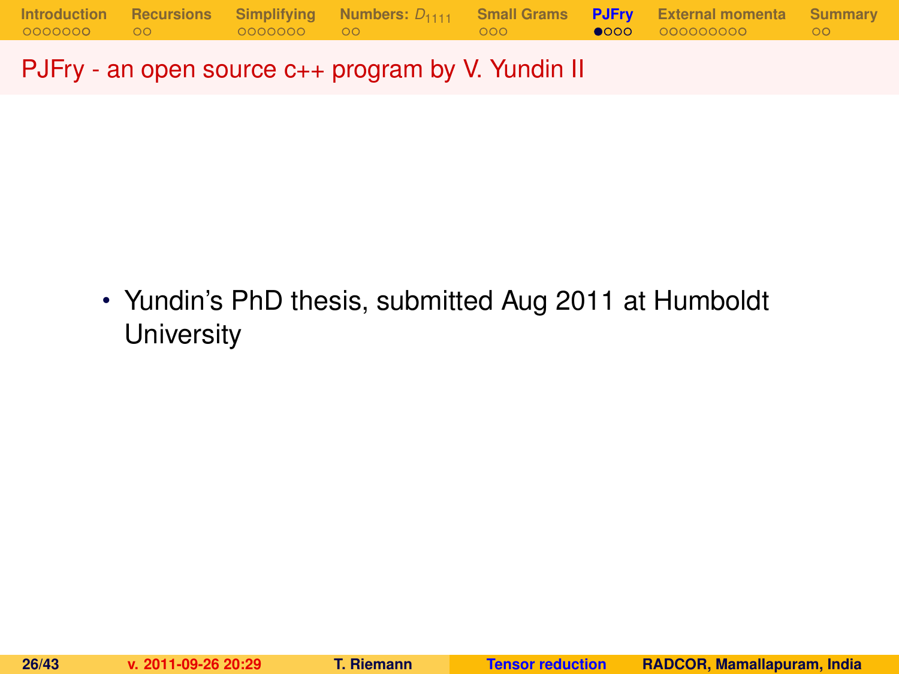# PJFry - an open source c++ program by V. Yundin II

- Yundin's PhD thesis, submitted Aug 2011 at Humboldt University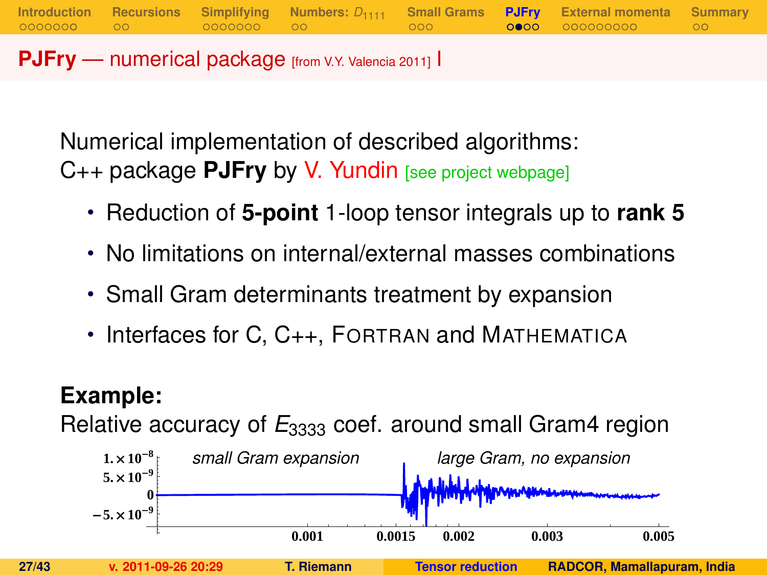## PJFry — numerical package [from V.Y. Valencia 2011] I

Numerical implementation of described algorithms:
C++ package **PJFry** by V. Yundin [see project webpage]

- Reduction of **5-point** 1-loop tensor integrals up to **rank 5**
- No limitations on internal/external masses combinations
- Small Gram determinants treatment by expansion
- Interfaces for C, C++, FORTRAN and MATHEMATICA

**Example:**
Relative accuracy of $E_{3333}$ coef. around small Gram4 region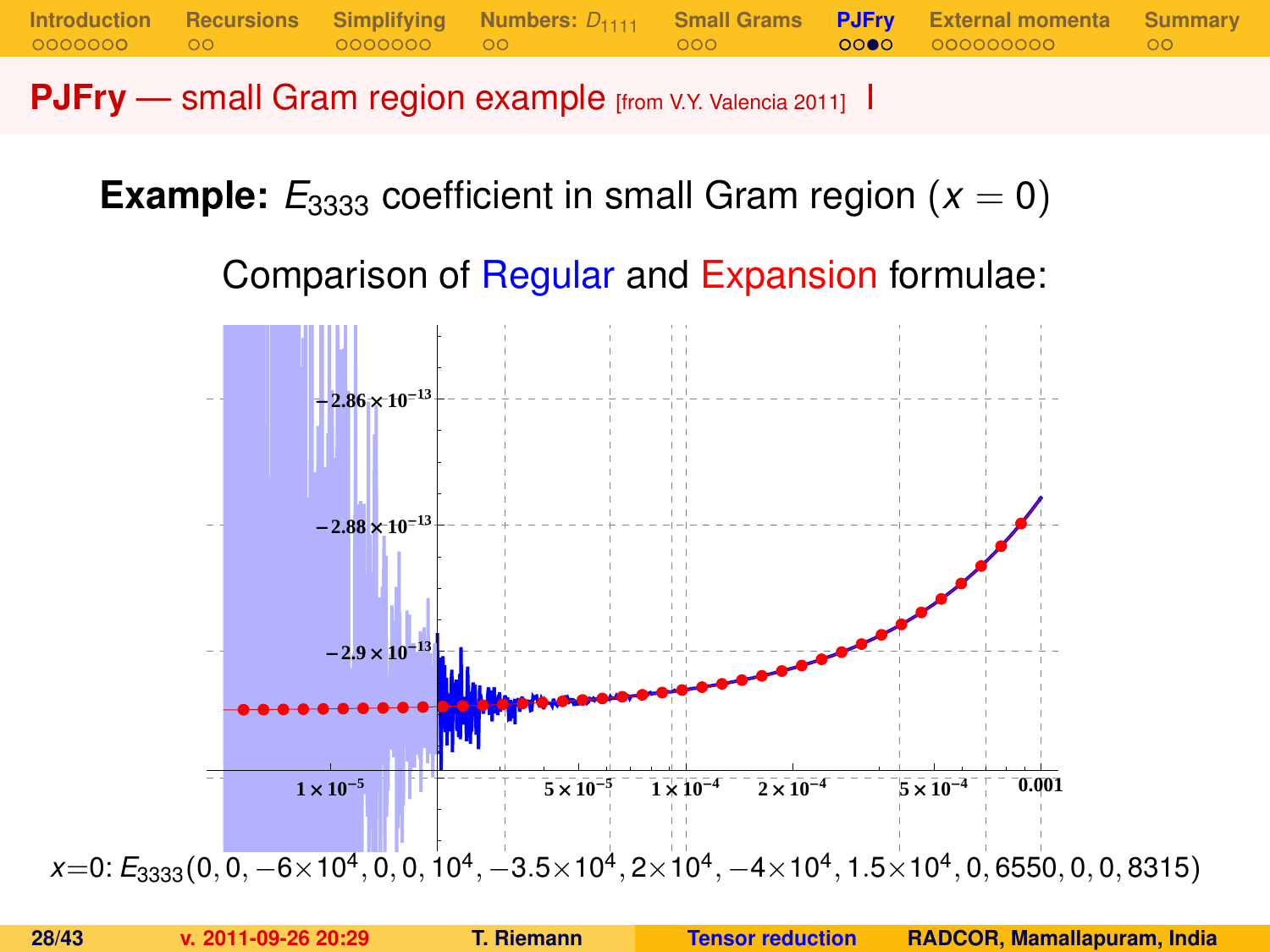# PJFry — small Gram region example [from V.Y. Valencia 2011]

**Example:** $E_{3333}$ coefficient in small Gram region ($x = 0$)

Comparison of Regular and Expansion formulae:

$x=0$: $E_{3333}(0, 0, -6\times10^4, 0, 0, 10^4, -3.5\times10^4, 2\times10^4, -4\times10^4, 1.5\times10^4, 0, 6550, 0, 0, 8315)$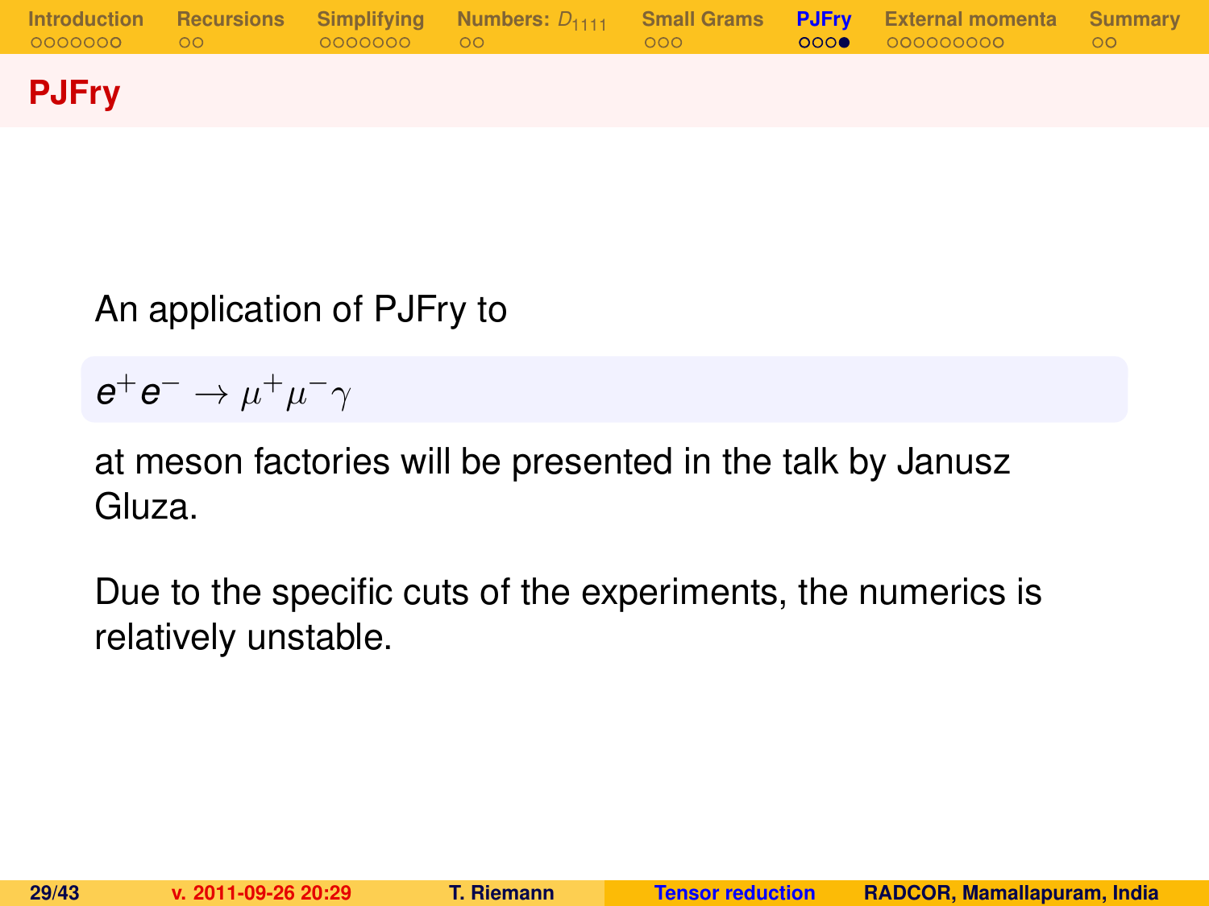# PJFry

An application of PJFry to

$$e^+e^- \to \mu^+\mu^-\gamma$$

at meson factories will be presented in the talk by Janusz Gluza.

Due to the specific cuts of the experiments, the numerics is relatively unstable.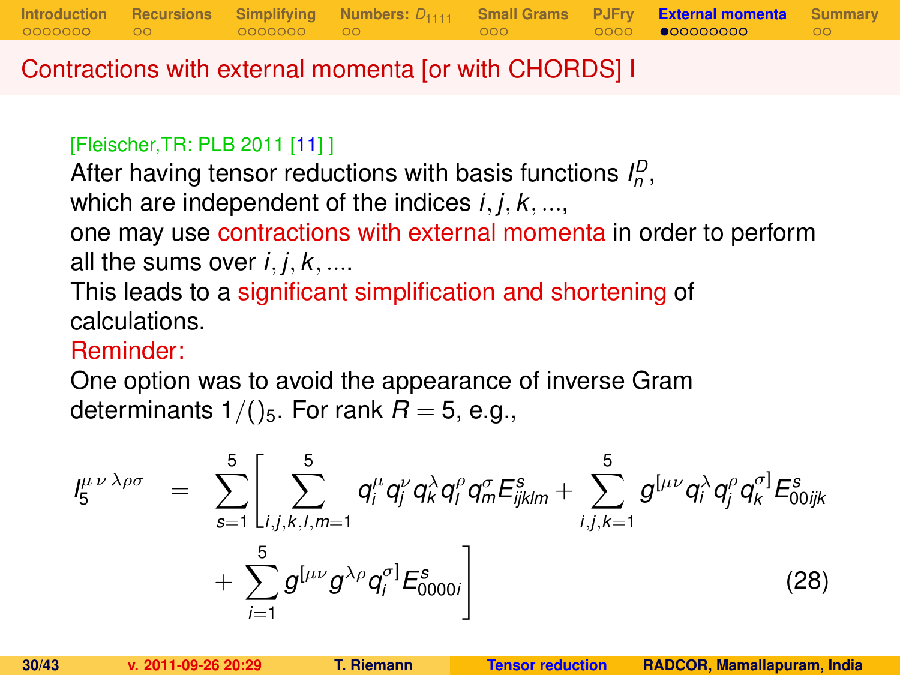## Contractions with external momenta [or with CHORDS] I

[Fleischer,TR: PLB 2011 [11] ]

After having tensor reductions with basis functions $I_n^D$, which are independent of the indices $i, j, k, ...$, one may use contractions with external momenta in order to perform all the sums over $i, j, k, ....$

This leads to a significant simplification and shortening of calculations.

Reminder:

One option was to avoid the appearance of inverse Gram determinants $1/()_5$. For rank $R = 5$, e.g.,

$$
I_5^{\mu\,\nu\,\lambda\rho\sigma} = \sum_{s=1}^{5} \left[ \sum_{i,j,k,l,m=1}^{5} q_i^\mu q_j^\nu q_k^\lambda q_l^\rho q_m^\sigma E_{ijklm}^s + \sum_{i,j,k=1}^{5} g^{[\mu\nu} q_i^\lambda q_j^\rho q_k^{\sigma]} E_{00ijk}^s \right.
$$

$$
\left. + \sum_{i=1}^{5} g^{[\mu\nu} g^{\lambda\rho} q_i^{\sigma]} E_{0000i}^s \right] \tag{28}
$$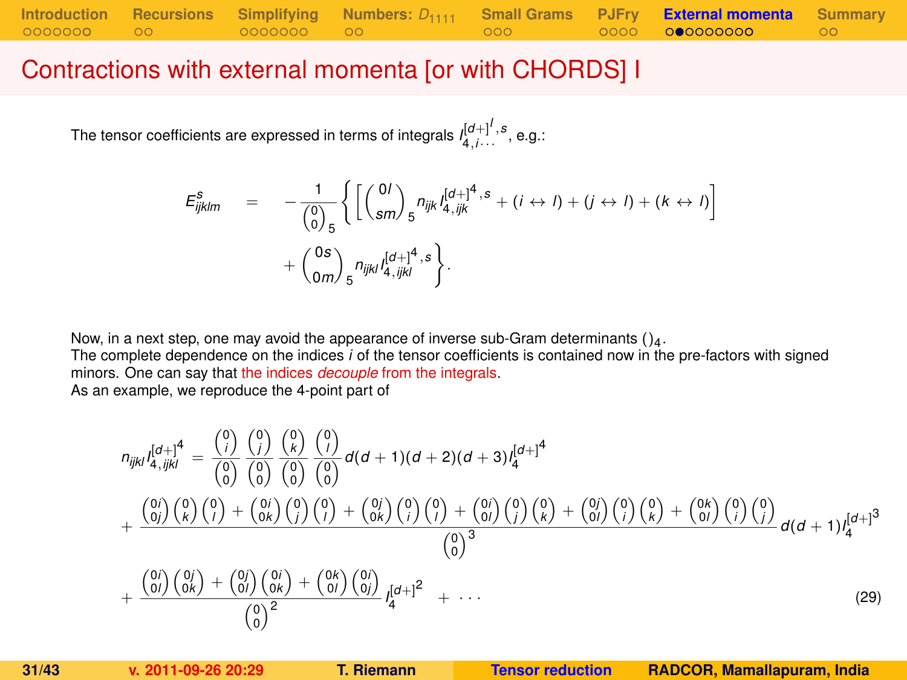# Contractions with external momenta [or with CHORDS] I

The tensor coefficients are expressed in terms of integrals $I_{4,i\cdots}^{[d+]^l,s}$, e.g.:

$$
E_{ijklm}^{s} = -\frac{1}{\binom{0}{0}_5} \left\{ \left[ \binom{0l}{sm}_5 n_{ijk} I_{4,ijk}^{[d+]^4,s} + (i \leftrightarrow l) + (j \leftrightarrow l) + (k \leftrightarrow l) \right] + \binom{0s}{0m}_5 n_{ijkl} I_{4,ijkl}^{[d+]^4,s} \right\}.
$$

Now, in a next step, one may avoid the appearance of inverse sub-Gram determinants $()_4$.
The complete dependence on the indices $i$ of the tensor coefficients is contained now in the pre-factors with signed minors. One can say that the indices *decouple* from the integrals.
As an example, we reproduce the 4-point part of

$$
\begin{aligned}
n_{ijkl} I_{4,ijkl}^{[d+]^4} &= \frac{\binom{0}{i}}{\binom{0}{0}} \frac{\binom{0}{j}}{\binom{0}{0}} \frac{\binom{0}{k}}{\binom{0}{0}} \frac{\binom{0}{l}}{\binom{0}{0}} d(d+1)(d+2)(d+3) I_4^{[d+]^4} \\
&+ \frac{\binom{0i}{0j}\binom{0}{k}\binom{0}{l} + \binom{0i}{0k}\binom{0}{j}\binom{0}{l} + \binom{0j}{0k}\binom{0}{i}\binom{0}{l} + \binom{0i}{0l}\binom{0}{j}\binom{0}{k} + \binom{0j}{0l}\binom{0}{i}\binom{0}{k} + \binom{0k}{0l}\binom{0}{i}\binom{0}{j}}{\binom{0}{0}^3} d(d+1) I_4^{[d+]^3} \\
&+ \frac{\binom{0i}{0l}\binom{0j}{0k} + \binom{0j}{0l}\binom{0i}{0k} + \binom{0k}{0l}\binom{0i}{0j}}{\binom{0}{0}^2} I_4^{[d+]^2} + \cdots
\end{aligned}
\tag{29}
$$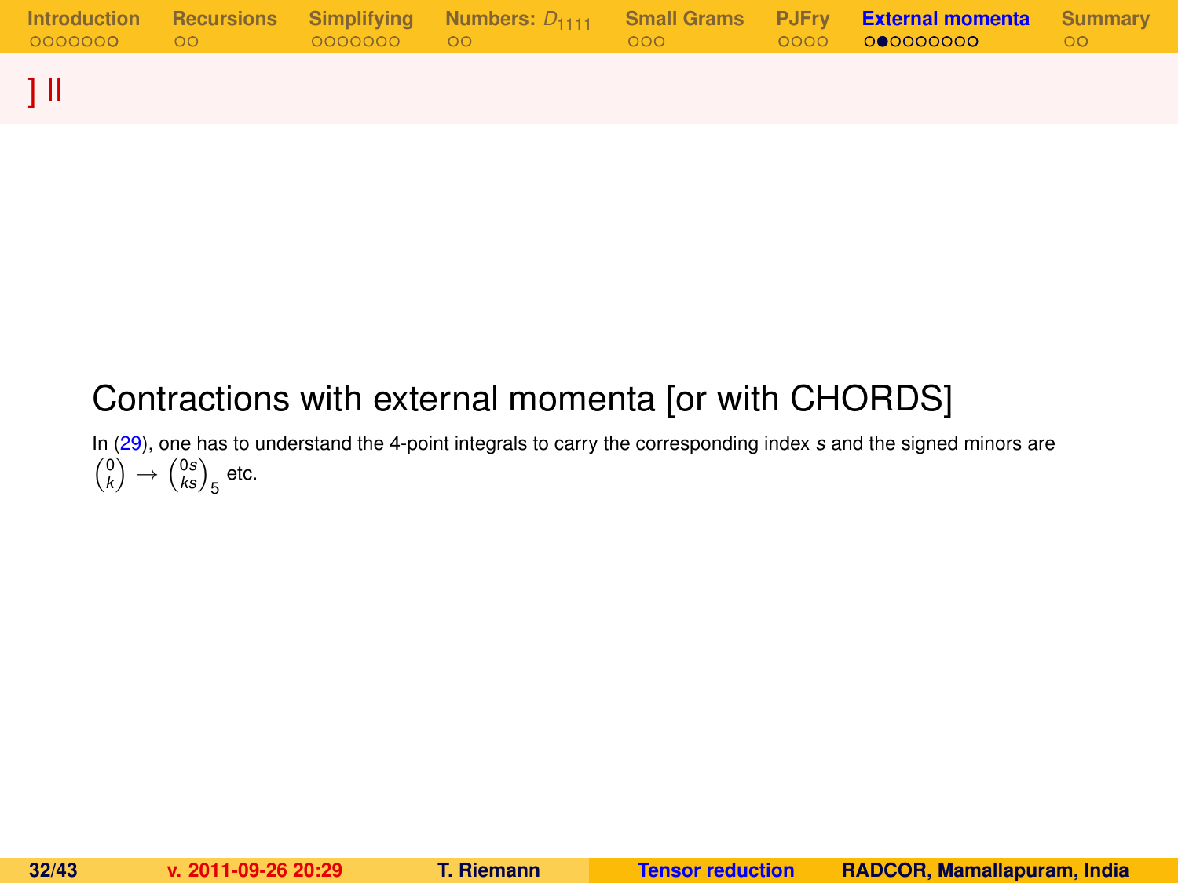] II

## Contractions with external momenta [or with CHORDS]

In (29), one has to understand the 4-point integrals to carry the corresponding index $s$ and the signed minors are $\binom{0}{k} \to \binom{0s}{ks}_5$ etc.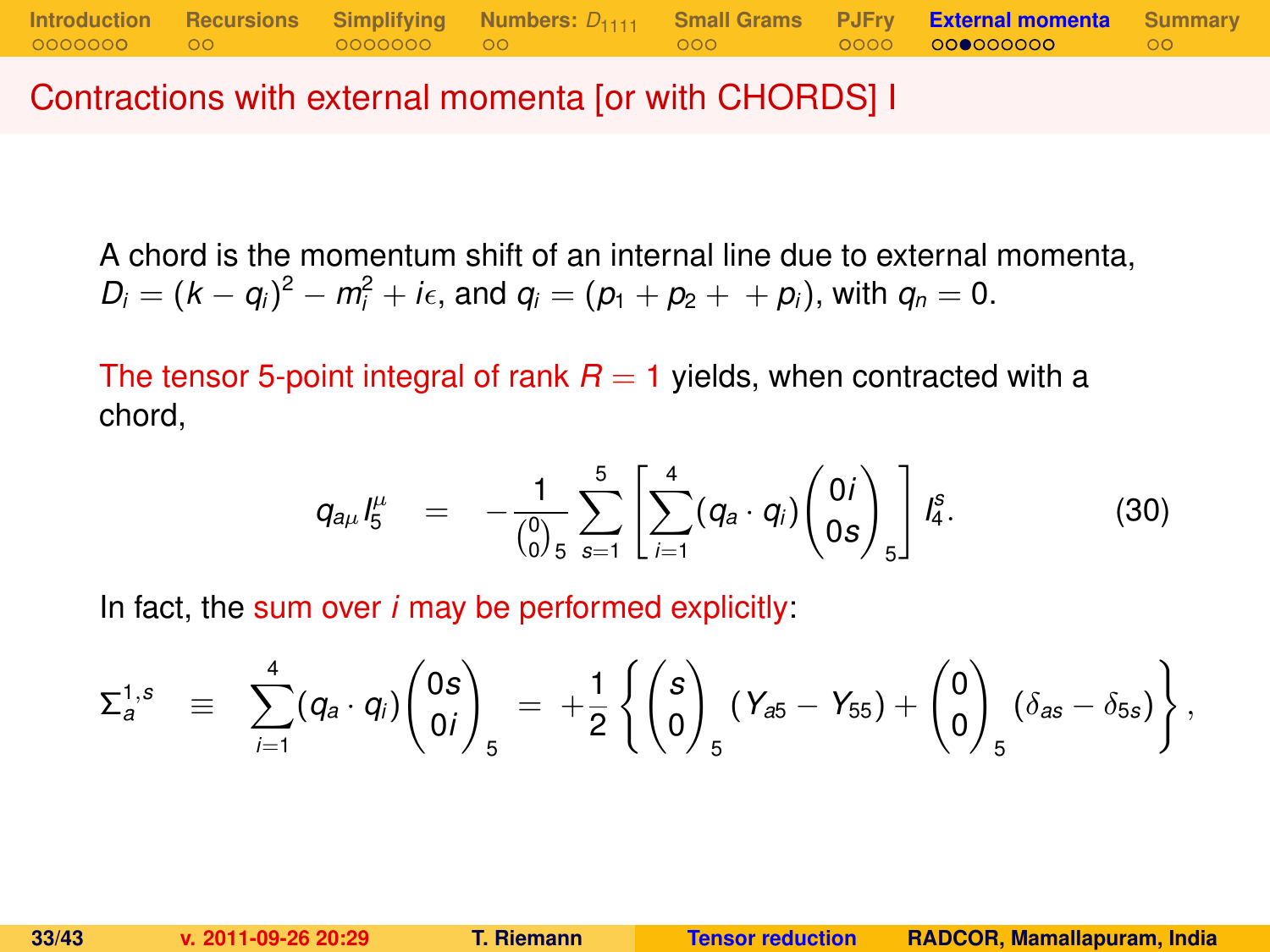# Contractions with external momenta [or with CHORDS] I

A chord is the momentum shift of an internal line due to external momenta, $D_i = (k - q_i)^2 - m_i^2 + i\epsilon$, and $q_i = (p_1 + p_2 + \; + p_i)$, with $q_n = 0$.

The tensor 5-point integral of rank $R = 1$ yields, when contracted with a chord,

$$q_{a\mu} I_5^\mu \quad = \quad -\frac{1}{\binom{0}{0}_5} \sum_{s=1}^{5} \left[ \sum_{i=1}^{4} (q_a \cdot q_i) \binom{0i}{0s}_5 \right] I_4^s. \tag{30}$$

In fact, the sum over $i$ may be performed explicitly:

$$\Sigma_a^{1,s} \quad \equiv \quad \sum_{i=1}^{4} (q_a \cdot q_i) \binom{0s}{0i}_5 \; = \; +\frac{1}{2} \left\{ \binom{s}{0}_5 (Y_{a5} - Y_{55}) + \binom{0}{0}_5 (\delta_{as} - \delta_{5s}) \right\},$$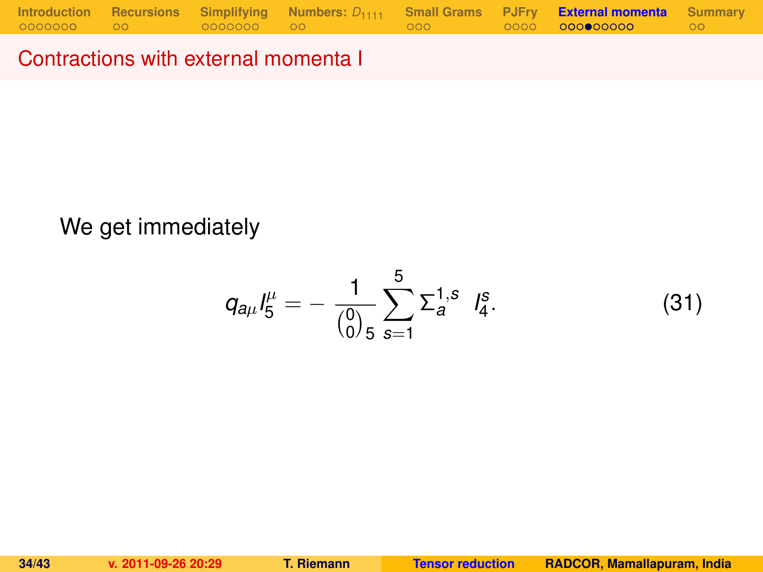## Contractions with external momenta I

We get immediately

$$q_{a\mu} I_5^{\mu} = -\frac{1}{\binom{0}{0}_5} \sum_{s=1}^{5} \Sigma_a^{1,s} \;\; I_4^s. \tag{31}$$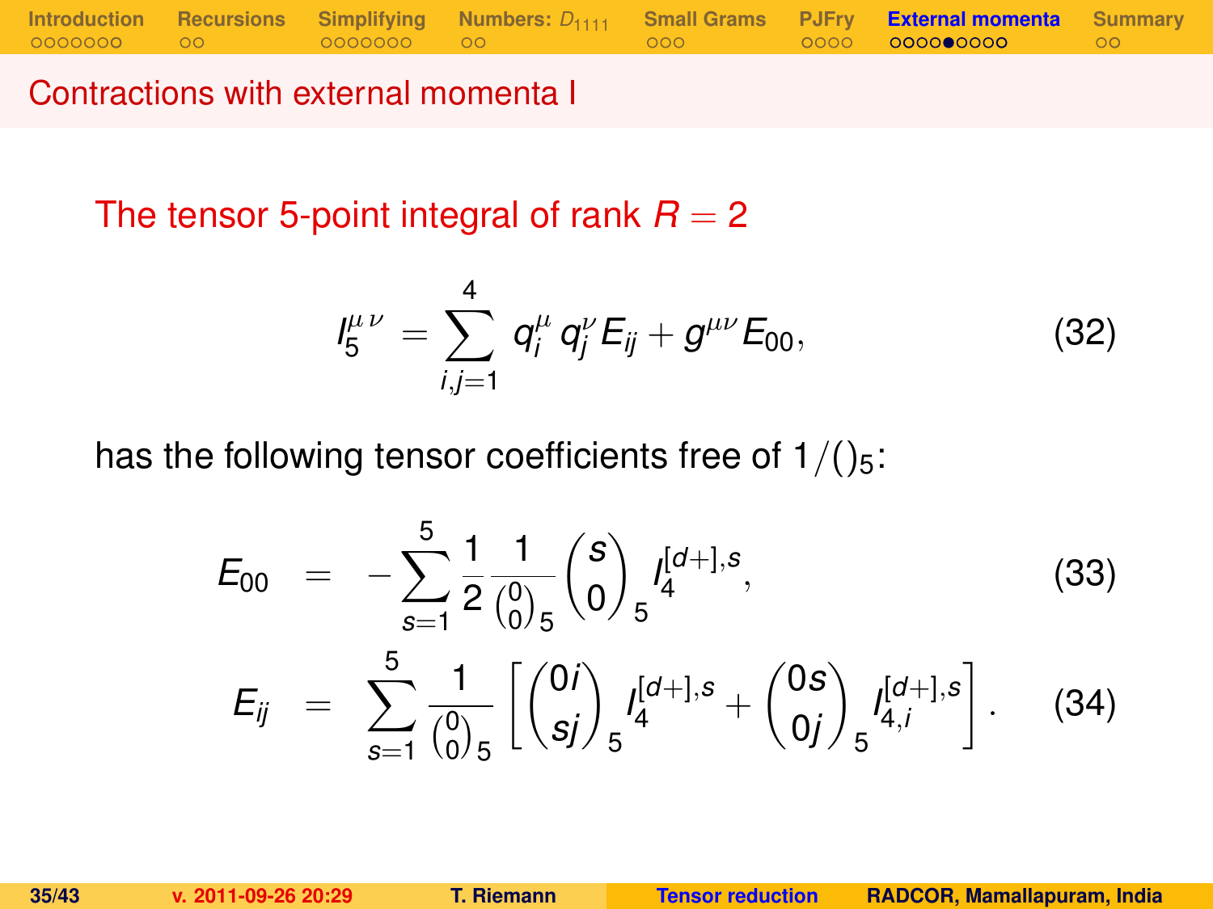## Contractions with external momenta I

The tensor 5-point integral of rank $R = 2$

$$I_5^{\mu\,\nu} = \sum_{i,j=1}^{4} q_i^{\mu}\, q_j^{\nu} E_{ij} + g^{\mu\nu} E_{00}, \tag{32}$$

has the following tensor coefficients free of $1/()_5$:

$$E_{00} = -\sum_{s=1}^{5} \frac{1}{2} \frac{1}{\binom{0}{0}_5} \binom{s}{0}_5 I_4^{[d+],s}, \tag{33}$$

$$E_{ij} = \sum_{s=1}^{5} \frac{1}{\binom{0}{0}_5} \left[ \binom{0i}{sj}_5 I_4^{[d+],s} + \binom{0s}{0j}_5 I_{4,i}^{[d+],s} \right]. \tag{34}$$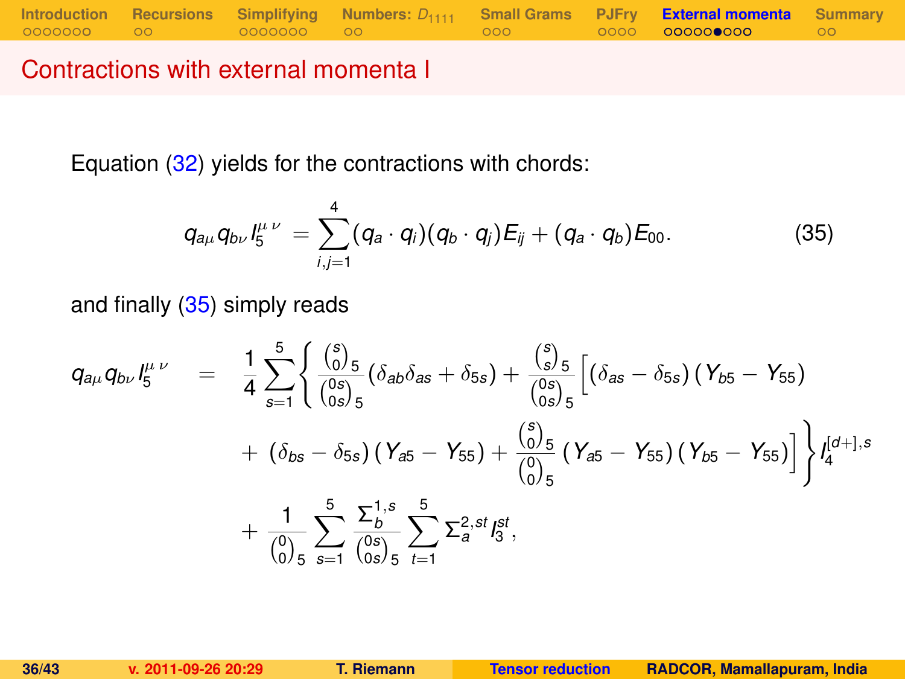## Contractions with external momenta I

Equation (32) yields for the contractions with chords:

$$q_{a\mu} q_{b\nu} I_5^{\mu\,\nu} = \sum_{i,j=1}^{4} (q_a \cdot q_i)(q_b \cdot q_j) E_{ij} + (q_a \cdot q_b) E_{00}. \tag{35}$$

and finally (35) simply reads

$$
\begin{aligned}
q_{a\mu} q_{b\nu} I_5^{\mu\,\nu} \quad = \quad & \frac{1}{4} \sum_{s=1}^{5} \Bigg\{ \frac{\binom{s}{0}_5}{\binom{0s}{0s}_5} \left( \delta_{ab}\delta_{as} + \delta_{5s} \right) + \frac{\binom{s}{s}_5}{\binom{0s}{0s}_5} \Big[ \left( \delta_{as} - \delta_{5s} \right) \left( Y_{b5} - Y_{55} \right) \\
& + \left( \delta_{bs} - \delta_{5s} \right) \left( Y_{a5} - Y_{55} \right) + \frac{\binom{s}{0}_5}{\binom{0}{0}_5} \left( Y_{a5} - Y_{55} \right) \left( Y_{b5} - Y_{55} \right) \Big] \Bigg\} I_4^{[d+],s} \\
& + \frac{1}{\binom{0}{0}_5} \sum_{s=1}^{5} \frac{\Sigma_b^{1,s}}{\binom{0s}{0s}_5} \sum_{t=1}^{5} \Sigma_a^{2,st} I_3^{st},
\end{aligned}
$$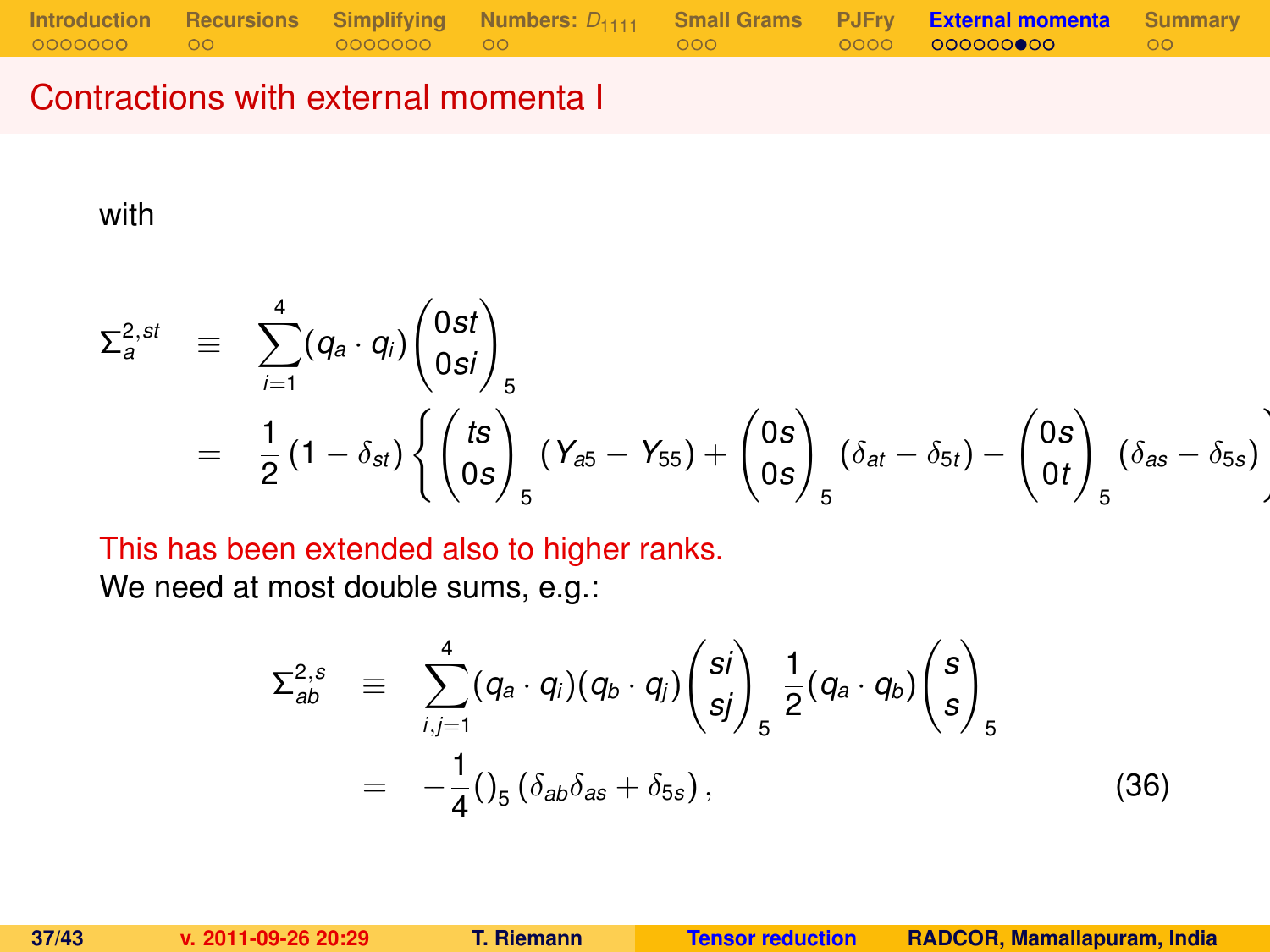## Contractions with external momenta I

with

$$
\begin{aligned}
\Sigma_a^{2,st} &\equiv \sum_{i=1}^{4} (q_a \cdot q_i) \binom{0st}{0si}_5 \\
&= \frac{1}{2}\left(1-\delta_{st}\right)\left\{ \binom{ts}{0s}_5 \left(Y_{a5}-Y_{55}\right) + \binom{0s}{0s}_5 \left(\delta_{at}-\delta_{5t}\right) - \binom{0s}{0t}_5 \left(\delta_{as}-\delta_{5s}\right) \right.
\end{aligned}
$$

This has been extended also to higher ranks.

We need at most double sums, e.g.:

$$
\begin{aligned}
\Sigma_{ab}^{2,s} &\equiv \sum_{i,j=1}^{4} (q_a \cdot q_i)(q_b \cdot q_j) \binom{si}{sj}_5 \frac{1}{2}(q_a \cdot q_b) \binom{s}{s}_5 \\
&= -\frac{1}{4}()_5 \left(\delta_{ab}\delta_{as} + \delta_{5s}\right), \qquad (36)
\end{aligned}
$$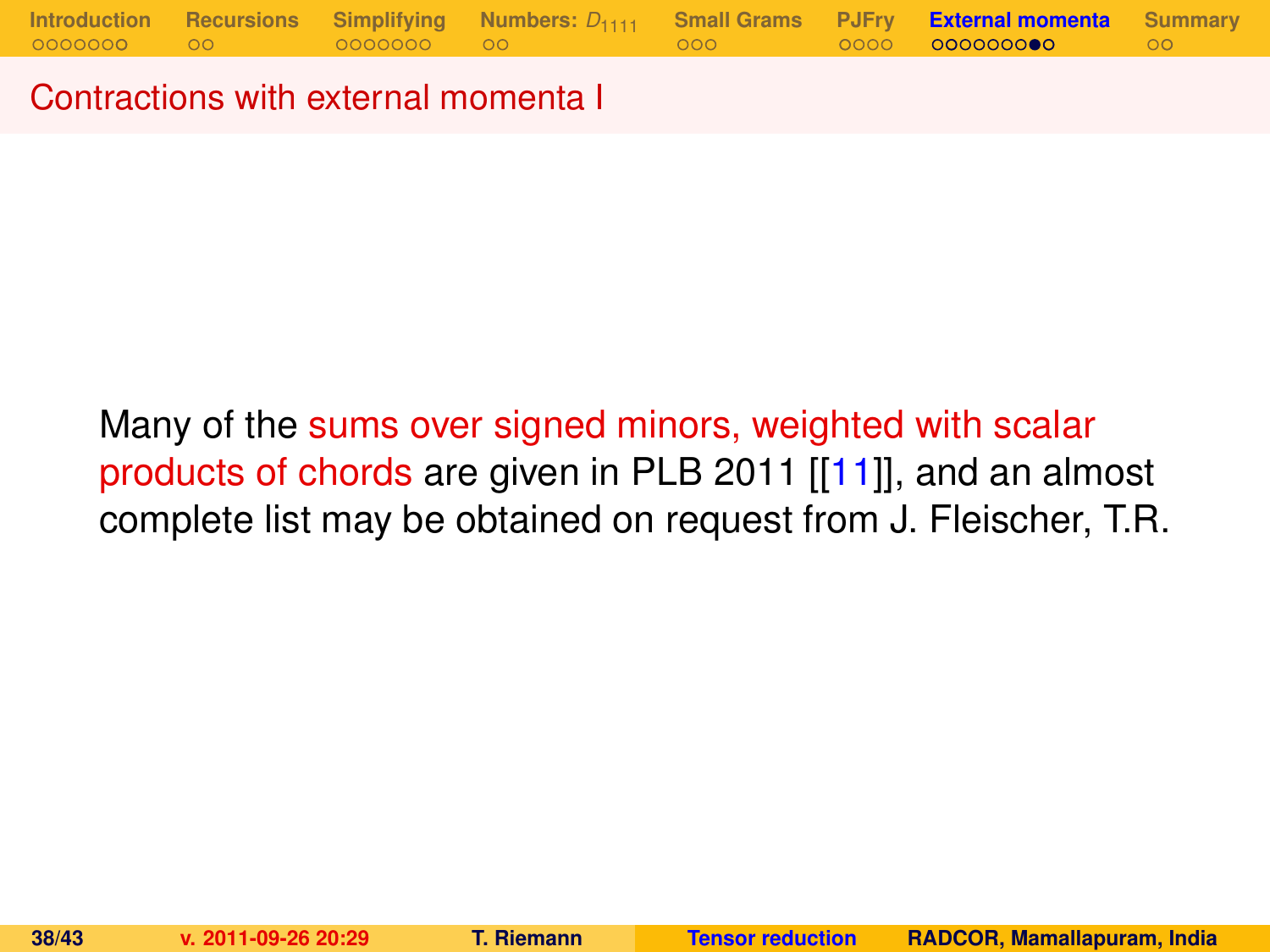## Contractions with external momenta I

Many of the sums over signed minors, weighted with scalar products of chords are given in PLB 2011 [[11]], and an almost complete list may be obtained on request from J. Fleischer, T.R.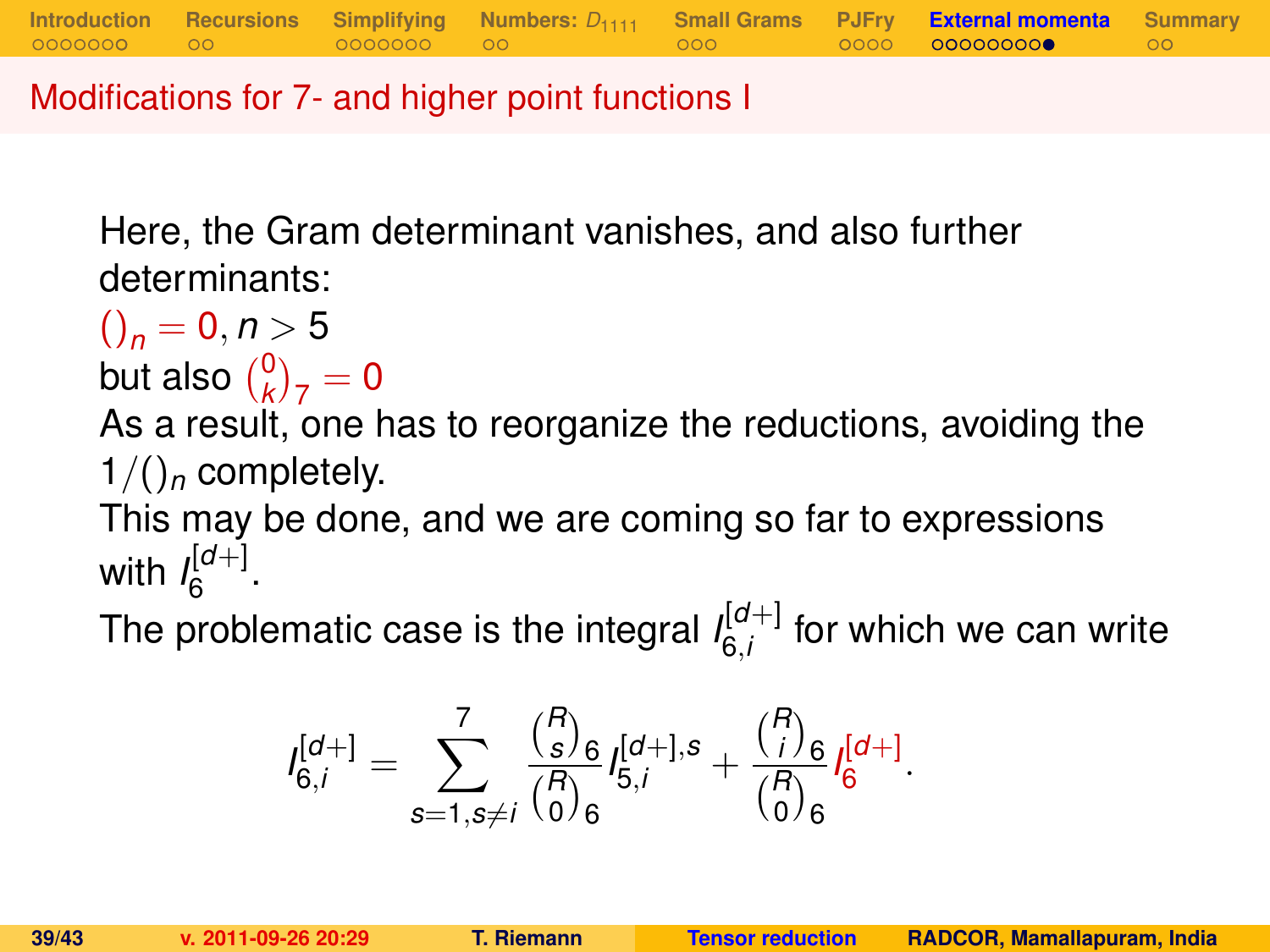# Modifications for 7- and higher point functions I

Here, the Gram determinant vanishes, and also further determinants:

$()_n = 0, n > 5$

but also $\binom{0}{k}_7 = 0$

As a result, one has to reorganize the reductions, avoiding the $1/()_n$ completely.

This may be done, and we are coming so far to expressions with $I_6^{[d+]}$.

The problematic case is the integral $I_{6,i}^{[d+]}$ for which we can write

$$I_{6,i}^{[d+]} = \sum_{s=1, s\neq i}^{7} \frac{\binom{R}{s}_6}{\binom{R}{0}_6} I_{5,i}^{[d+],s} + \frac{\binom{R}{i}_6}{\binom{R}{0}_6} I_6^{[d+]}.$$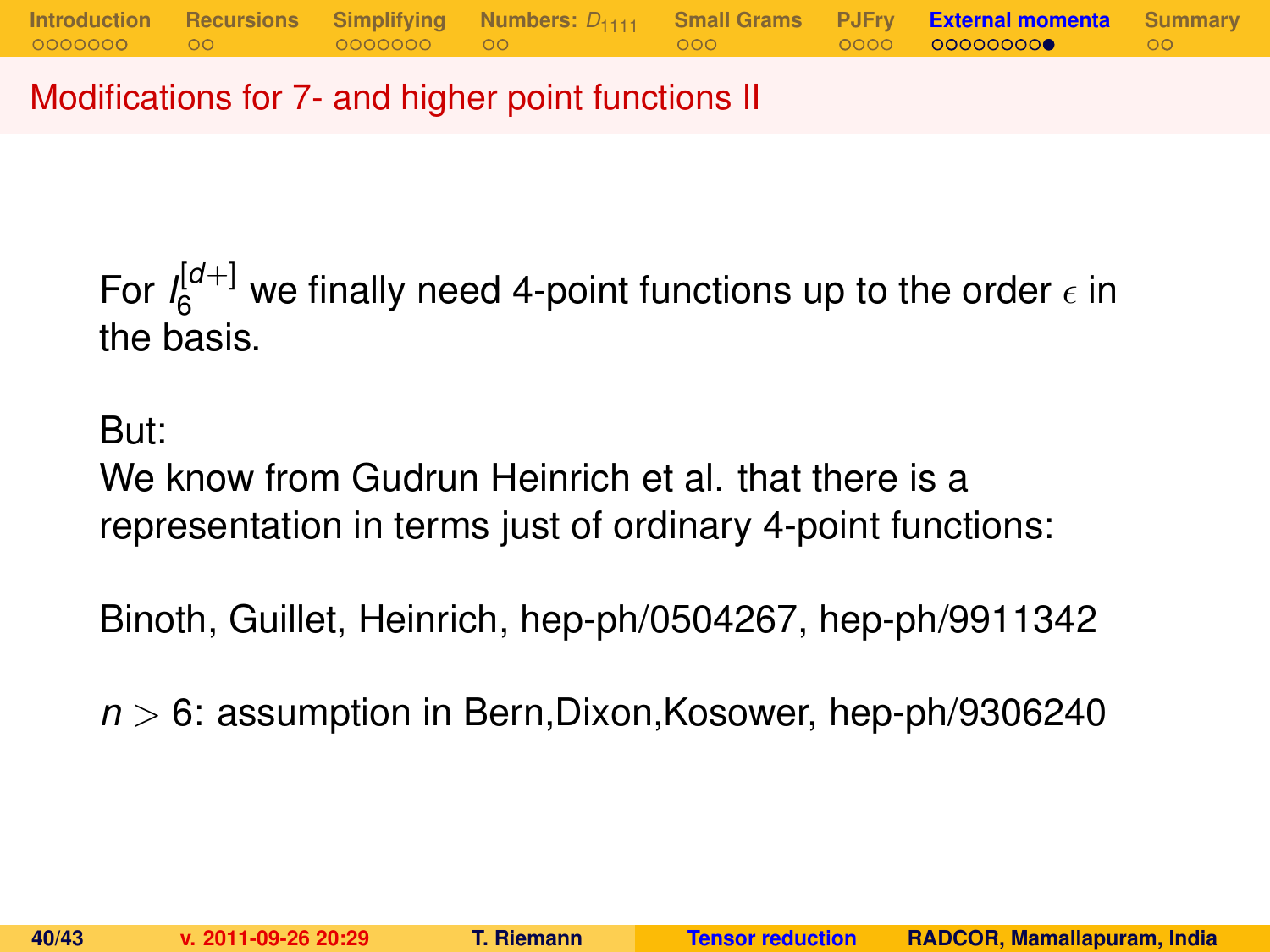## Modifications for 7- and higher point functions II

For $I_6^{[d+]}$ we finally need 4-point functions up to the order $\epsilon$ in the basis.

But:
We know from Gudrun Heinrich et al. that there is a representation in terms just of ordinary 4-point functions:

Binoth, Guillet, Heinrich, hep-ph/0504267, hep-ph/9911342

$n > 6$: assumption in Bern,Dixon,Kosower, hep-ph/9306240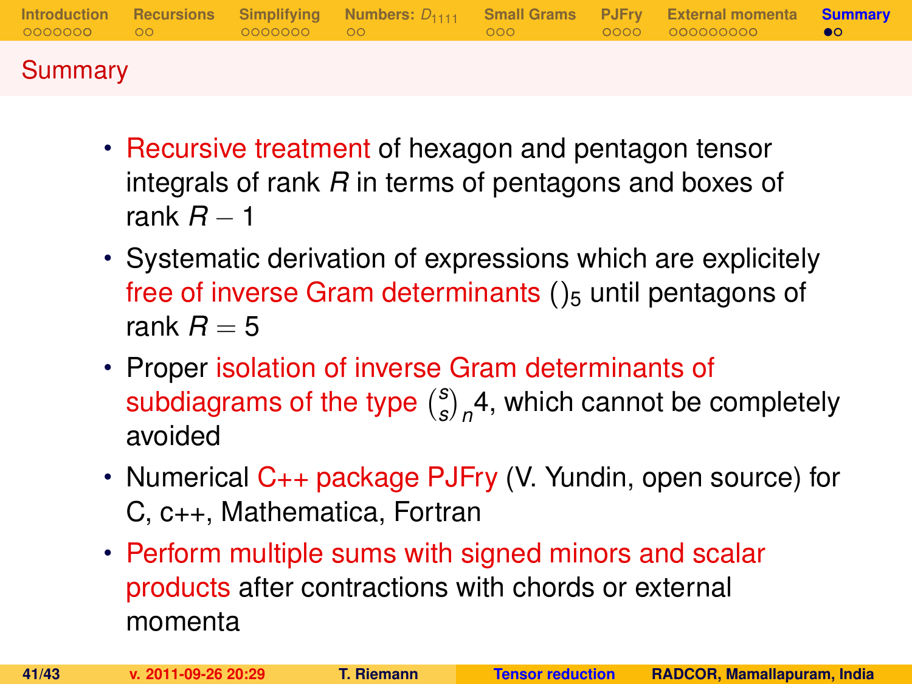## Summary

- Recursive treatment of hexagon and pentagon tensor integrals of rank $R$ in terms of pentagons and boxes of rank $R-1$
- Systematic derivation of expressions which are explicitely free of inverse Gram determinants $()_5$ until pentagons of rank $R=5$
- Proper isolation of inverse Gram determinants of subdiagrams of the type $\binom{s}{s}_n 4$, which cannot be completely avoided
- Numerical C++ package PJFry (V. Yundin, open source) for C, c++, Mathematica, Fortran
- Perform multiple sums with signed minors and scalar products after contractions with chords or external momenta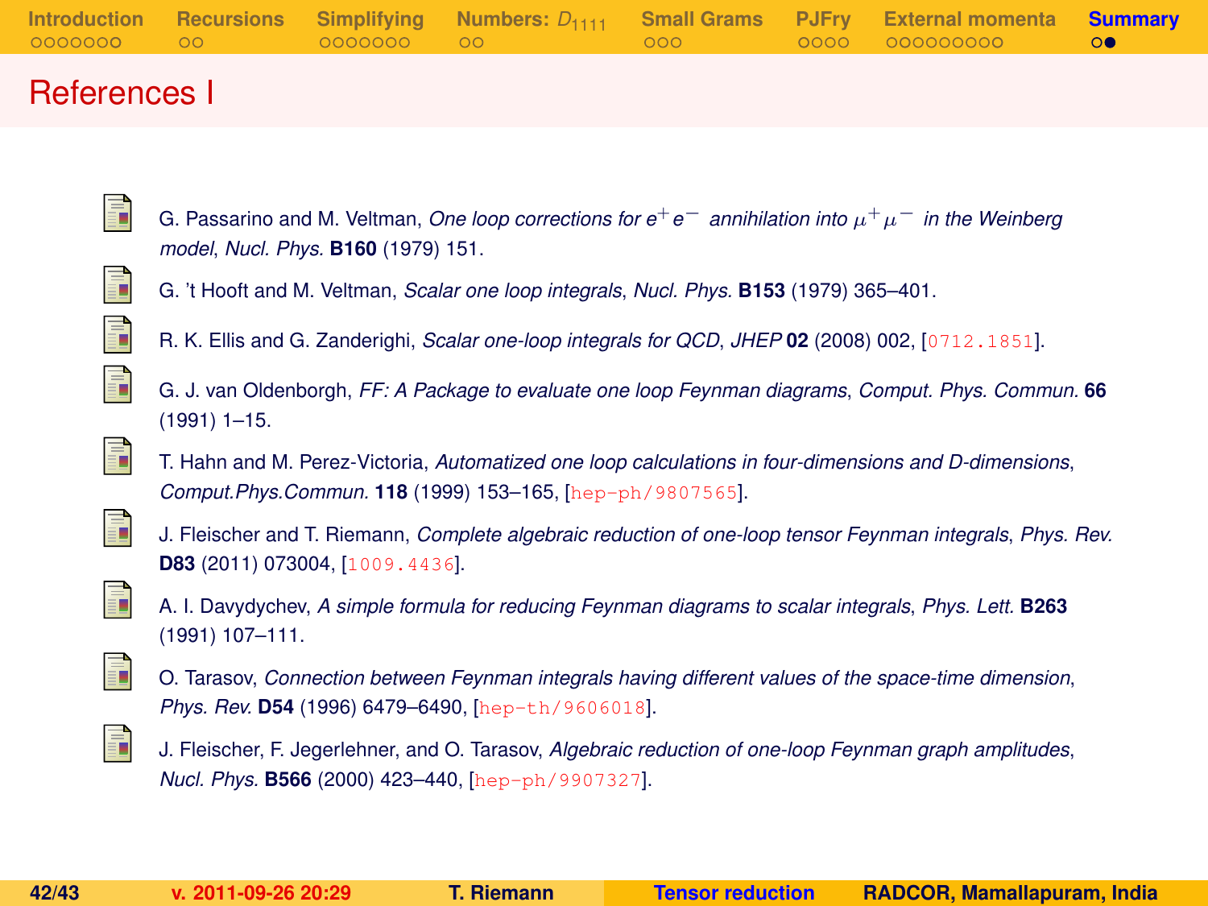# References I

- G. Passarino and M. Veltman, *One loop corrections for $e^+e^-$ annihilation into $\mu^+\mu^-$ in the Weinberg model*, *Nucl. Phys.* **B160** (1979) 151.
- G. 't Hooft and M. Veltman, *Scalar one loop integrals*, *Nucl. Phys.* **B153** (1979) 365–401.
- R. K. Ellis and G. Zanderighi, *Scalar one-loop integrals for QCD*, *JHEP* **02** (2008) 002, [0712.1851].
- G. J. van Oldenborgh, *FF: A Package to evaluate one loop Feynman diagrams*, *Comput. Phys. Commun.* **66** (1991) 1–15.
- T. Hahn and M. Perez-Victoria, *Automatized one loop calculations in four-dimensions and D-dimensions*, *Comput.Phys.Commun.* **118** (1999) 153–165, [hep-ph/9807565].
- J. Fleischer and T. Riemann, *Complete algebraic reduction of one-loop tensor Feynman integrals*, *Phys. Rev.* **D83** (2011) 073004, [1009.4436].
- A. I. Davydychev, *A simple formula for reducing Feynman diagrams to scalar integrals*, *Phys. Lett.* **B263** (1991) 107–111.
- O. Tarasov, *Connection between Feynman integrals having different values of the space-time dimension*, *Phys. Rev.* **D54** (1996) 6479–6490, [hep-th/9606018].
- J. Fleischer, F. Jegerlehner, and O. Tarasov, *Algebraic reduction of one-loop Feynman graph amplitudes*, *Nucl. Phys.* **B566** (2000) 423–440, [hep-ph/9907327].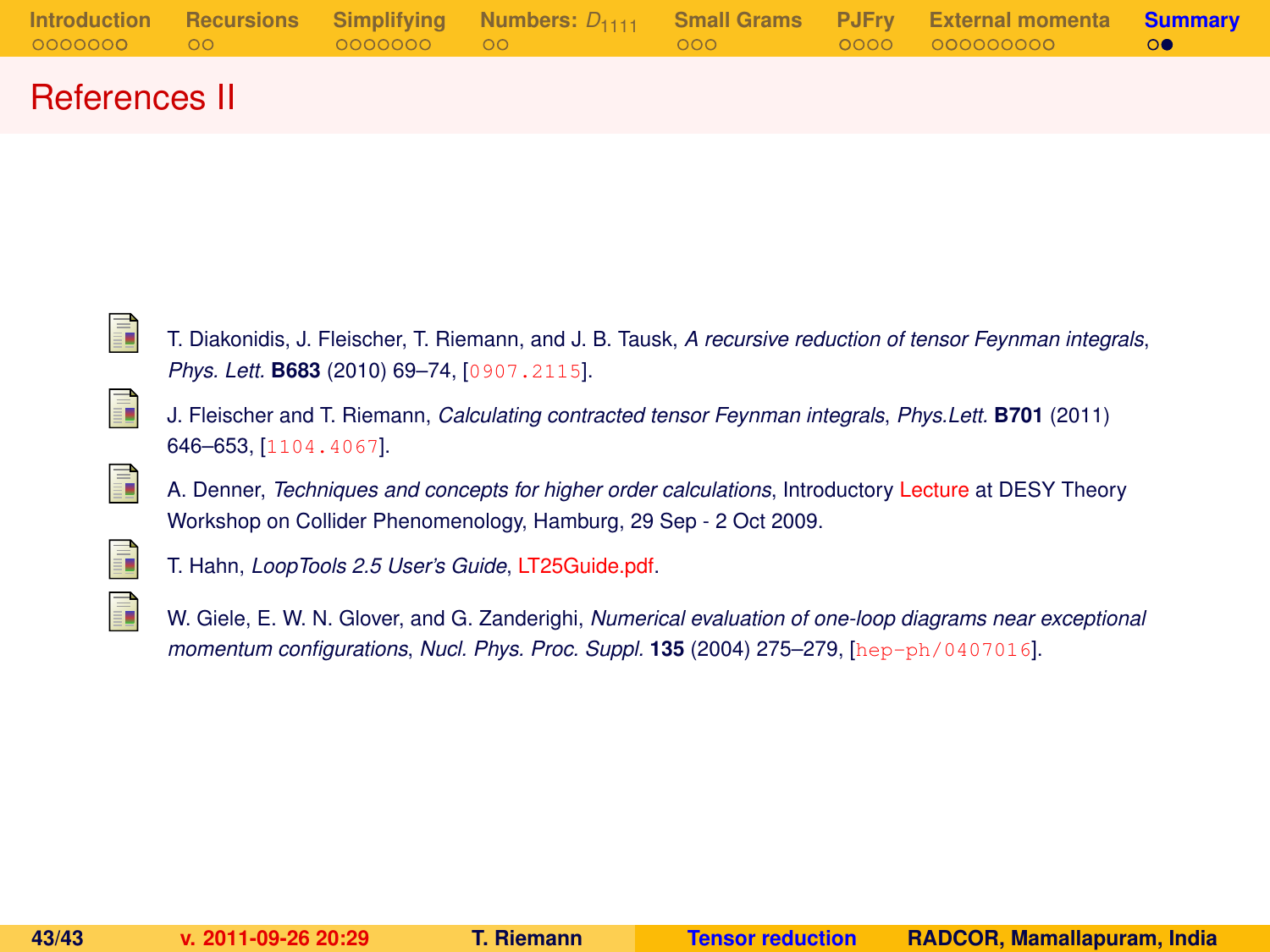# References II

- T. Diakonidis, J. Fleischer, T. Riemann, and J. B. Tausk, *A recursive reduction of tensor Feynman integrals*, *Phys. Lett.* **B683** (2010) 69–74, [0907.2115].
- J. Fleischer and T. Riemann, *Calculating contracted tensor Feynman integrals*, *Phys.Lett.* **B701** (2011) 646–653, [1104.4067].
- A. Denner, *Techniques and concepts for higher order calculations*, Introductory Lecture at DESY Theory Workshop on Collider Phenomenology, Hamburg, 29 Sep - 2 Oct 2009.
- T. Hahn, *LoopTools 2.5 User's Guide*, LT25Guide.pdf.
- W. Giele, E. W. N. Glover, and G. Zanderighi, *Numerical evaluation of one-loop diagrams near exceptional momentum configurations*, *Nucl. Phys. Proc. Suppl.* **135** (2004) 275–279, [hep-ph/0407016].